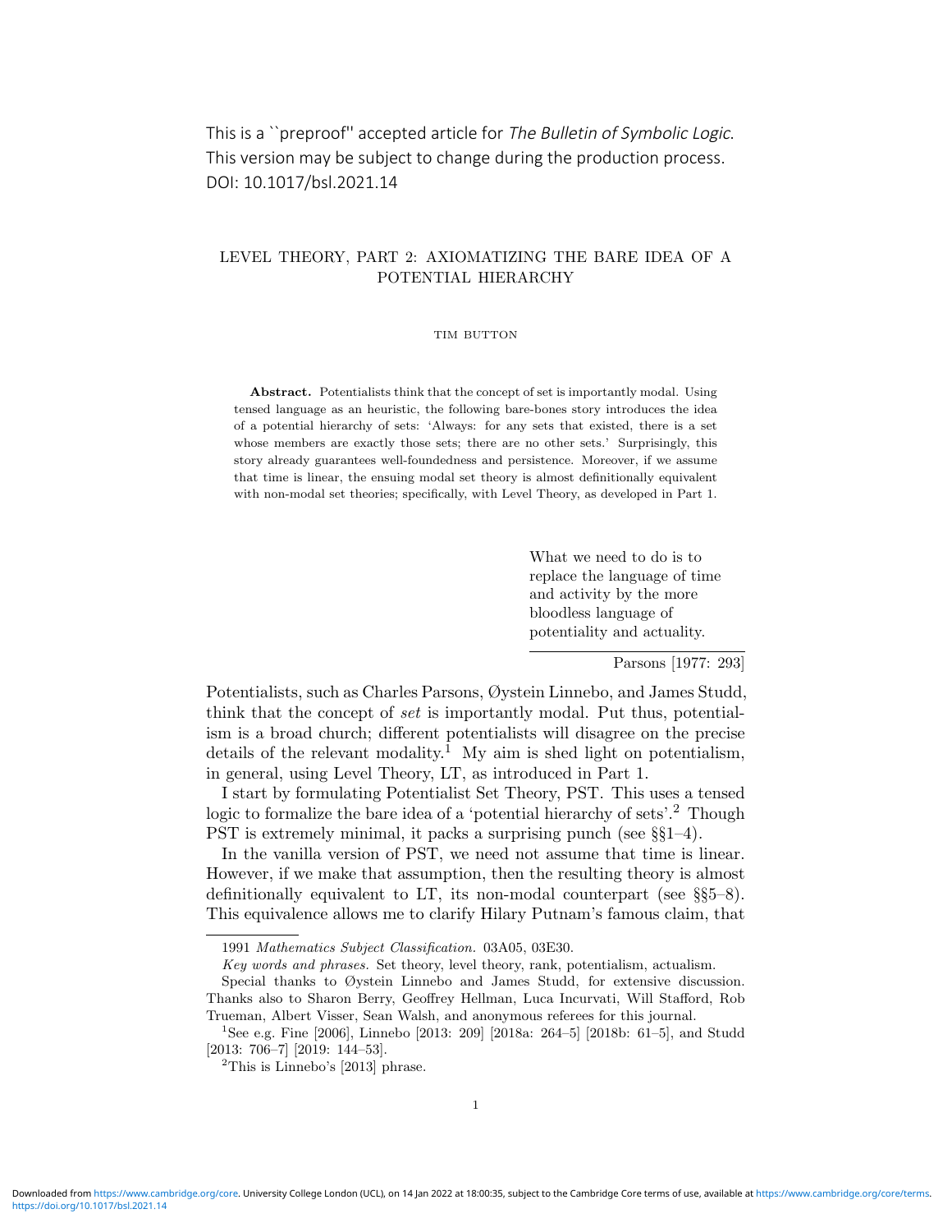This is a ``preproof'' accepted article for *The Bulletin of Symbolic Logic*.
This version may be subject to change during the production process.
DOI: 10.1017/bsl.2021.14

# LEVEL THEORY, PART 2: AXIOMATIZING THE BARE IDEA OF A POTENTIAL HIERARCHY

TIM BUTTON

**Abstract.** Potentialists think that the concept of set is importantly modal. Using tensed language as an heuristic, the following bare-bones story introduces the idea of a potential hierarchy of sets: 'Always: for any sets that existed, there is a set whose members are exactly those sets; there are no other sets.' Surprisingly, this story already guarantees well-foundedness and persistence. Moreover, if we assume that time is linear, the ensuing modal set theory is almost definitionally equivalent with non-modal set theories; specifically, with Level Theory, as developed in Part 1.

> What we need to do is to replace the language of time and activity by the more bloodless language of potentiality and actuality.
>
> Parsons [1977: 293]

Potentialists, such as Charles Parsons, Øystein Linnebo, and James Studd, think that the concept of *set* is importantly modal. Put thus, potentialism is a broad church; different potentialists will disagree on the precise details of the relevant modality.[1] My aim is shed light on potentialism, in general, using Level Theory, LT, as introduced in Part 1.

I start by formulating Potentialist Set Theory, PST. This uses a tensed logic to formalize the bare idea of a 'potential hierarchy of sets'.[2] Though PST is extremely minimal, it packs a surprising punch (see §§1–4).

In the vanilla version of PST, we need not assume that time is linear. However, if we make that assumption, then the resulting theory is almost definitionally equivalent to LT, its non-modal counterpart (see §§5–8). This equivalence allows me to clarify Hilary Putnam's famous claim, that

---

1991 *Mathematics Subject Classification.* 03A05, 03E30.

*Key words and phrases.* Set theory, level theory, rank, potentialism, actualism.

Special thanks to Øystein Linnebo and James Studd, for extensive discussion. Thanks also to Sharon Berry, Geoffrey Hellman, Luca Incurvati, Will Stafford, Rob Trueman, Albert Visser, Sean Walsh, and anonymous referees for this journal.

[1] See e.g. Fine [2006], Linnebo [2013: 209] [2018a: 264–5] [2018b: 61–5], and Studd [2013: 706–7] [2019: 144–53].

[2] This is Linnebo's [2013] phrase.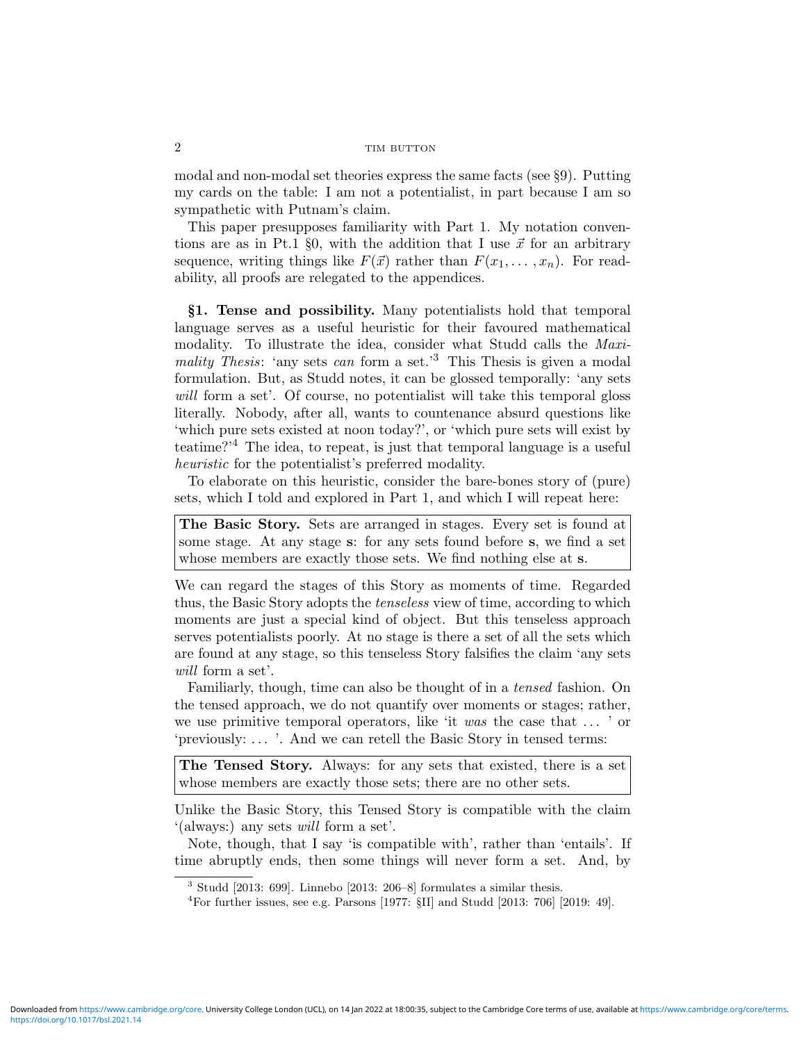modal and non-modal set theories express the same facts (see §9). Putting my cards on the table: I am not a potentialist, in part because I am so sympathetic with Putnam's claim.

This paper presupposes familiarity with Part 1. My notation conventions are as in Pt.1 §0, with the addition that I use $\vec{x}$ for an arbitrary sequence, writing things like $F(\vec{x})$ rather than $F(x_1, \dots, x_n)$. For readability, all proofs are relegated to the appendices.

**§1. Tense and possibility.** Many potentialists hold that temporal language serves as a useful heuristic for their favoured mathematical modality. To illustrate the idea, consider what Studd calls the *Maximality Thesis*: 'any sets *can* form a set.'[3] This Thesis is given a modal formulation. But, as Studd notes, it can be glossed temporally: 'any sets *will* form a set'. Of course, no potentialist will take this temporal gloss literally. Nobody, after all, wants to countenance absurd questions like 'which pure sets existed at noon today?', or 'which pure sets will exist by teatime?'[4] The idea, to repeat, is just that temporal language is a useful *heuristic* for the potentialist's preferred modality.

To elaborate on this heuristic, consider the bare-bones story of (pure) sets, which I told and explored in Part 1, and which I will repeat here:

> **The Basic Story.** Sets are arranged in stages. Every set is found at some stage. At any stage **s**: for any sets found before **s**, we find a set whose members are exactly those sets. We find nothing else at **s**.

We can regard the stages of this Story as moments of time. Regarded thus, the Basic Story adopts the *tenseless* view of time, according to which moments are just a special kind of object. But this tenseless approach serves potentialists poorly. At no stage is there a set of all the sets which are found at any stage, so this tenseless Story falsifies the claim 'any sets *will* form a set'.

Familiarly, though, time can also be thought of in a *tensed* fashion. On the tensed approach, we do not quantify over moments or stages; rather, we use primitive temporal operators, like 'it *was* the case that ... ' or 'previously: ... '. And we can retell the Basic Story in tensed terms:

> **The Tensed Story.** Always: for any sets that existed, there is a set whose members are exactly those sets; there are no other sets.

Unlike the Basic Story, this Tensed Story is compatible with the claim '(always:) any sets *will* form a set'.

Note, though, that I say 'is compatible with', rather than 'entails'. If time abruptly ends, then some things will never form a set. And, by

[3] Studd [2013: 699]. Linnebo [2013: 206–8] formulates a similar thesis.

[4] For further issues, see e.g. Parsons [1977: §II] and Studd [2013: 706] [2019: 49].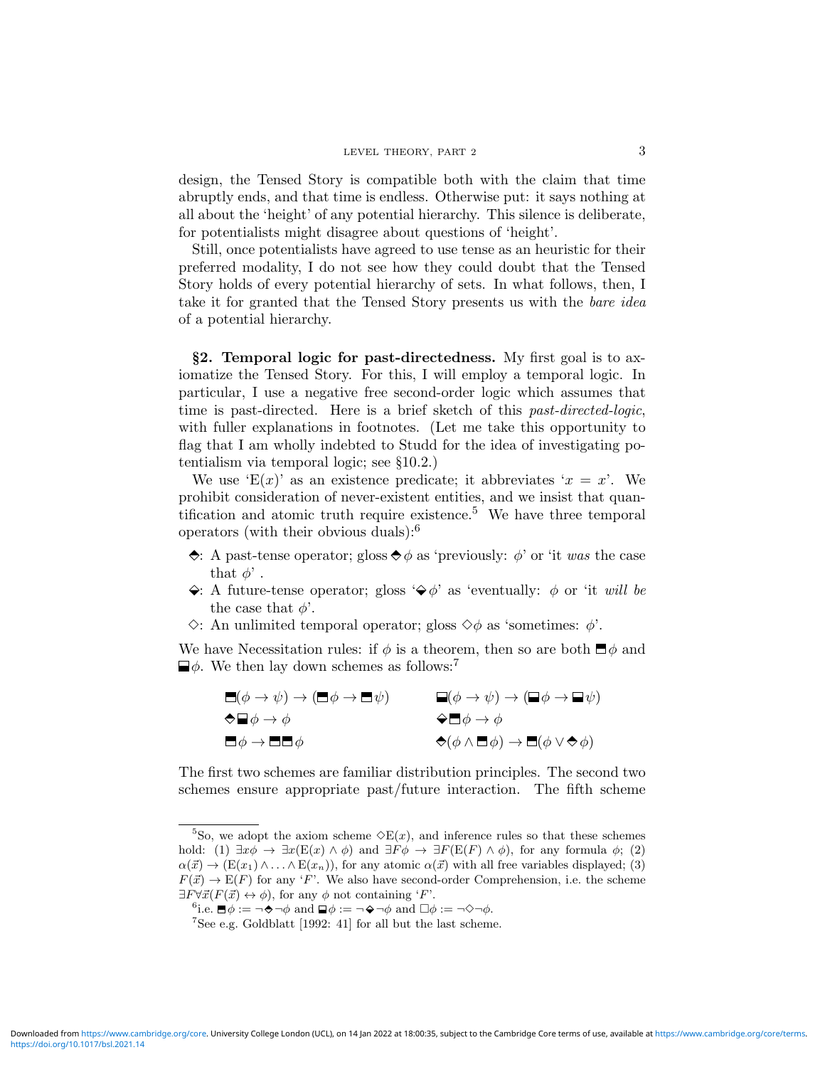design, the Tensed Story is compatible both with the claim that time abruptly ends, and that time is endless. Otherwise put: it says nothing at all about the 'height' of any potential hierarchy. This silence is deliberate, for potentialists might disagree about questions of 'height'.

Still, once potentialists have agreed to use tense as an heuristic for their preferred modality, I do not see how they could doubt that the Tensed Story holds of every potential hierarchy of sets. In what follows, then, I take it for granted that the Tensed Story presents us with the *bare idea* of a potential hierarchy.

**§2. Temporal logic for past-directedness.** My first goal is to axiomatize the Tensed Story. For this, I will employ a temporal logic. In particular, I use a negative free second-order logic which assumes that time is past-directed. Here is a brief sketch of this *past-directed-logic*, with fuller explanations in footnotes. (Let me take this opportunity to flag that I am wholly indebted to Studd for the idea of investigating potentialism via temporal logic; see §10.2.)

We use '$\mathrm{E}(x)$' as an existence predicate; it abbreviates '$x = x$'. We prohibit consideration of never-existent entities, and we insist that quantification and atomic truth require existence.[5] We have three temporal operators (with their obvious duals):[6]

- $\text{⬘}$: A past-tense operator; gloss $\text{⬘}\phi$ as 'previously: $\phi$' or 'it *was* the case that $\phi$' .
- $\text{⬙}$: A future-tense operator; gloss '$\text{⬙}\phi$' as 'eventually: $\phi$ or 'it *will be* the case that $\phi$'.
- $\Diamond$: An unlimited temporal operator; gloss $\Diamond\phi$ as 'sometimes: $\phi$'.

We have Necessitation rules: if $\phi$ is a theorem, then so are both $\text{⬒}\phi$ and $\text{⬓}\phi$. We then lay down schemes as follows:[7]

$$\text{⬒}(\phi \rightarrow \psi) \rightarrow (\text{⬒}\phi \rightarrow \text{⬒}\psi) \qquad \text{⬓}(\phi \rightarrow \psi) \rightarrow (\text{⬓}\phi \rightarrow \text{⬓}\psi)$$

$$\text{⬘}\text{⬓}\phi \rightarrow \phi \qquad \text{⬙}\text{⬒}\phi \rightarrow \phi$$

$$\text{⬒}\phi \rightarrow \text{⬒}\text{⬒}\phi \qquad \text{⬘}(\phi \wedge \text{⬒}\phi) \rightarrow \text{⬒}(\phi \vee \text{⬘}\phi)$$

The first two schemes are familiar distribution principles. The second two schemes ensure appropriate past/future interaction. The fifth scheme

---

[5] So, we adopt the axiom scheme $\Diamond\mathrm{E}(x)$, and inference rules so that these schemes hold: (1) $\exists x\phi \rightarrow \exists x(\mathrm{E}(x) \wedge \phi)$ and $\exists F\phi \rightarrow \exists F(\mathrm{E}(F) \wedge \phi)$, for any formula $\phi$; (2) $\alpha(\vec{x}) \rightarrow (\mathrm{E}(x_1) \wedge \ldots \wedge \mathrm{E}(x_n))$, for any atomic $\alpha(\vec{x})$ with all free variables displayed; (3) $F(\vec{x}) \rightarrow \mathrm{E}(F)$ for any '$F$'. We also have second-order Comprehension, i.e. the scheme $\exists F \forall \vec{x}(F(\vec{x}) \leftrightarrow \phi)$, for any $\phi$ not containing '$F$'.

[6] i.e. $\text{⬒}\phi := \neg\text{⬘}\neg\phi$ and $\text{⬓}\phi := \neg\text{⬙}\neg\phi$ and $\Box\phi := \neg\Diamond\neg\phi$.

[7] See e.g. Goldblatt [1992: 41] for all but the last scheme.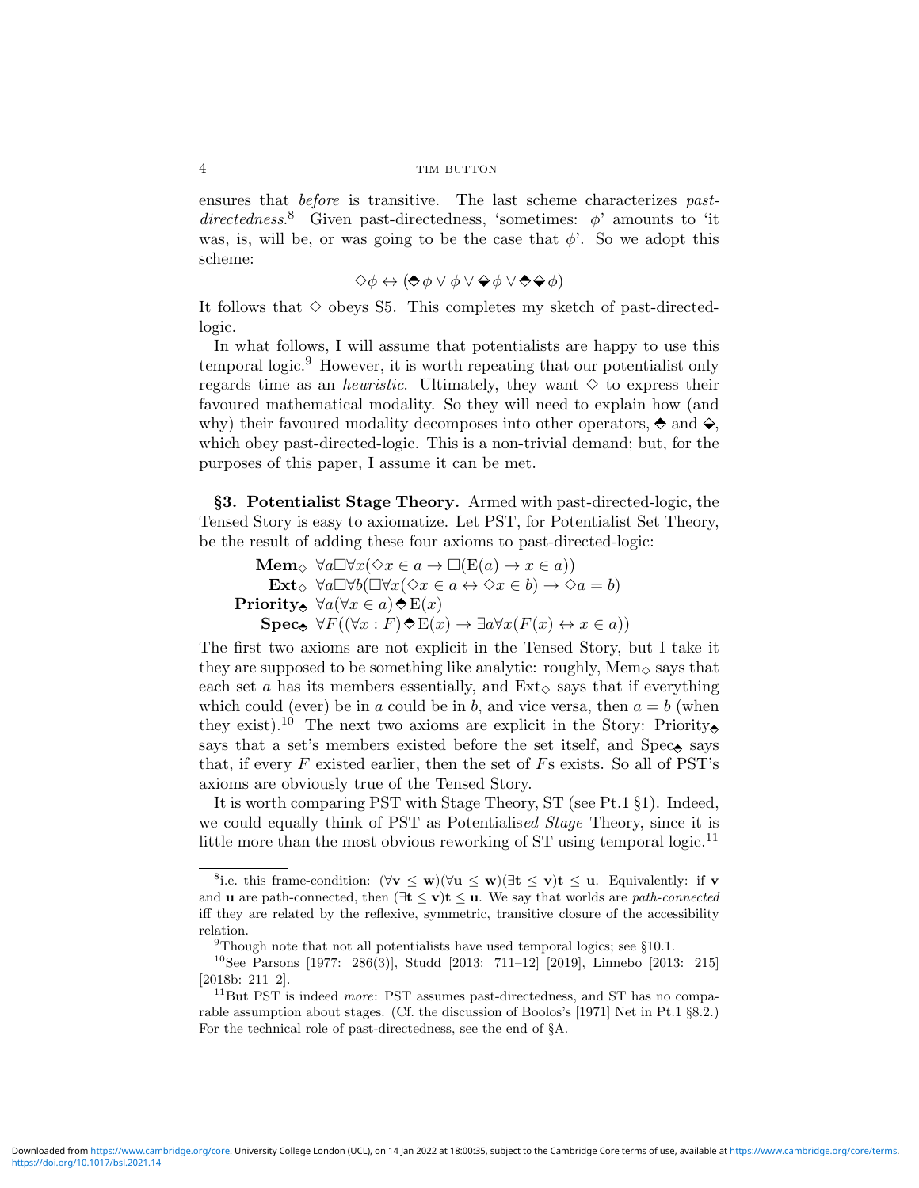ensures that *before* is transitive. The last scheme characterizes *past-directedness*.[8] Given past-directedness, 'sometimes: $\phi$' amounts to 'it was, is, will be, or was going to be the case that $\phi$'. So we adopt this scheme:

$$\Diamond\phi \leftrightarrow (\blacklozenge\phi \vee \phi \vee \Diamond\phi \vee \blacklozenge\Diamond\phi)$$

It follows that $\Diamond$ obeys S5. This completes my sketch of past-directed-logic.

In what follows, I will assume that potentialists are happy to use this temporal logic.[9] However, it is worth repeating that our potentialist only regards time as an *heuristic*. Ultimately, they want $\Diamond$ to express their favoured mathematical modality. So they will need to explain how (and why) their favoured modality decomposes into other operators, $\blacklozenge$ and $\Diamond$, which obey past-directed-logic. This is a non-trivial demand; but, for the purposes of this paper, I assume it can be met.

**§3. Potentialist Stage Theory.** Armed with past-directed-logic, the Tensed Story is easy to axiomatize. Let PST, for Potentialist Set Theory, be the result of adding these four axioms to past-directed-logic:

$$\begin{array}{rl}
\textbf{Mem}_\Diamond & \forall a\Box\forall x(\Diamond x \in a \rightarrow \Box(\mathrm{E}(a) \rightarrow x \in a)) \\
\textbf{Ext}_\Diamond & \forall a\Box\forall b(\Box\forall x(\Diamond x \in a \leftrightarrow \Diamond x \in b) \rightarrow \Diamond a = b) \\
\textbf{Priority}_\blacklozenge & \forall a(\forall x \in a)\blacklozenge\mathrm{E}(x) \\
\textbf{Spec}_\blacklozenge & \forall F((\forall x : F)\blacklozenge\mathrm{E}(x) \rightarrow \exists a\forall x(F(x) \leftrightarrow x \in a))
\end{array}$$

The first two axioms are not explicit in the Tensed Story, but I take it they are supposed to be something like analytic: roughly, $\text{Mem}_\Diamond$ says that each set $a$ has its members essentially, and $\text{Ext}_\Diamond$ says that if everything which could (ever) be in $a$ could be in $b$, and vice versa, then $a = b$ (when they exist).[10] The next two axioms are explicit in the Story: $\text{Priority}_\blacklozenge$ says that a set's members existed before the set itself, and $\text{Spec}_\blacklozenge$ says that, if every $F$ existed earlier, then the set of $F$s exists. So all of PST's axioms are obviously true of the Tensed Story.

It is worth comparing PST with Stage Theory, ST (see Pt.1 §1). Indeed, we could equally think of PST as Potentialis*ed Stage* Theory, since it is little more than the most obvious reworking of ST using temporal logic.[11]

---

[8] i.e. this frame-condition: $(\forall \mathbf{v} \leq \mathbf{w})(\forall \mathbf{u} \leq \mathbf{w})(\exists \mathbf{t} \leq \mathbf{v})\mathbf{t} \leq \mathbf{u}$. Equivalently: if $\mathbf{v}$ and $\mathbf{u}$ are path-connected, then $(\exists \mathbf{t} \leq \mathbf{v})\mathbf{t} \leq \mathbf{u}$. We say that worlds are *path-connected* iff they are related by the reflexive, symmetric, transitive closure of the accessibility relation.

[9] Though note that not all potentialists have used temporal logics; see §10.1.

[10] See Parsons [1977: 286(3)], Studd [2013: 711–12] [2019], Linnebo [2013: 215] [2018b: 211–2].

[11] But PST is indeed *more*: PST assumes past-directedness, and ST has no comparable assumption about stages. (Cf. the discussion of Boolos's [1971] Net in Pt.1 §8.2.) For the technical role of past-directedness, see the end of §A.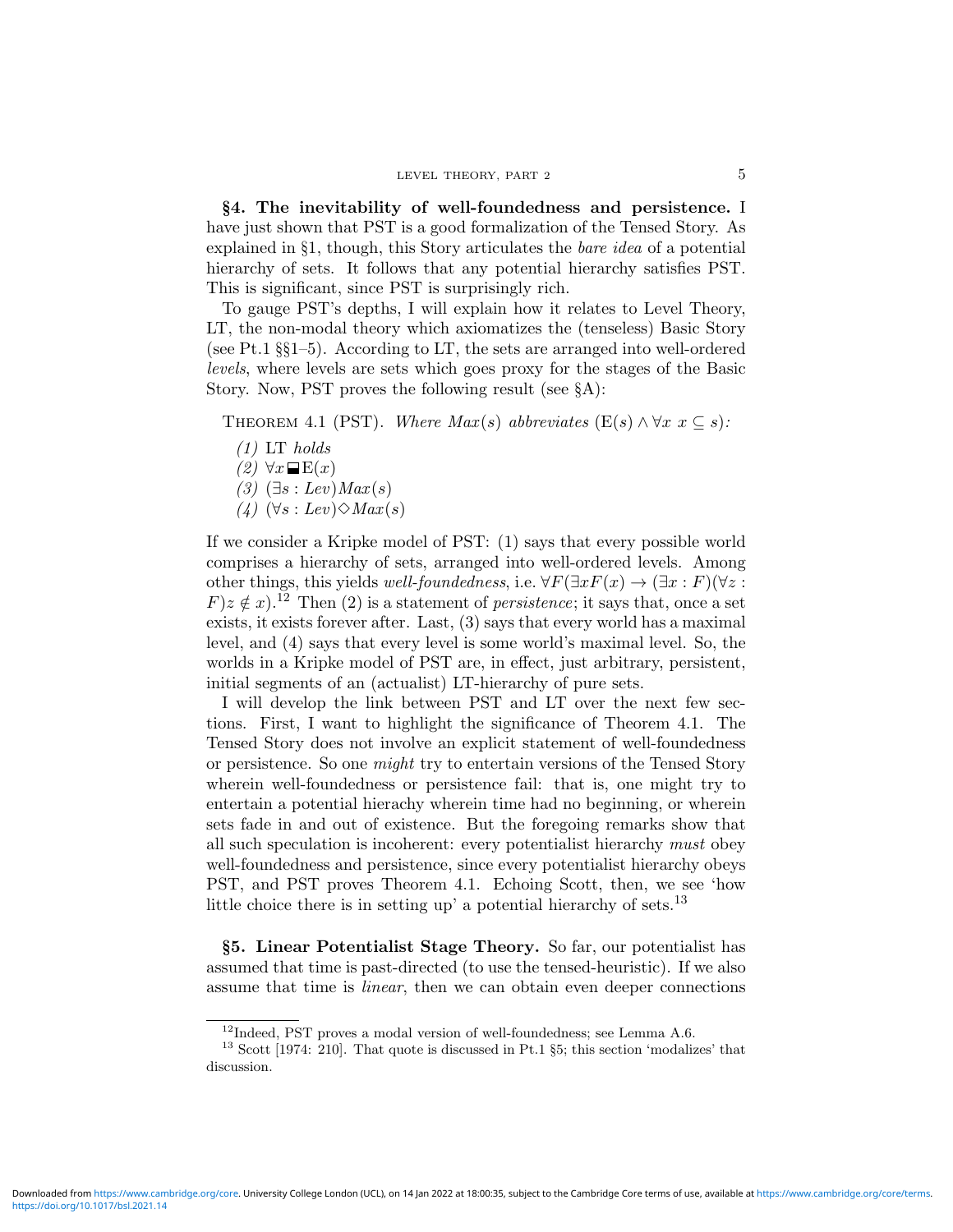**§4. The inevitability of well-foundedness and persistence.** I have just shown that PST is a good formalization of the Tensed Story. As explained in §1, though, this Story articulates the *bare idea* of a potential hierarchy of sets. It follows that any potential hierarchy satisfies PST. This is significant, since PST is surprisingly rich.

To gauge PST's depths, I will explain how it relates to Level Theory, LT, the non-modal theory which axiomatizes the (tenseless) Basic Story (see Pt.1 §§1–5). According to LT, the sets are arranged into well-ordered *levels*, where levels are sets which goes proxy for the stages of the Basic Story. Now, PST proves the following result (see §A):

Theorem 4.1 (PST). *Where $Max(s)$ abbreviates $(\mathrm{E}(s) \wedge \forall x\ x \subseteq s)$:*

*(1)* LT *holds*
*(2)* $\forall x \boxminus \mathrm{E}(x)$
*(3)* $(\exists s : Lev) Max(s)$
*(4)* $(\forall s : Lev) \Diamond Max(s)$

If we consider a Kripke model of PST: (1) says that every possible world comprises a hierarchy of sets, arranged into well-ordered levels. Among other things, this yields *well-foundedness*, i.e. $\forall F(\exists x F(x) \rightarrow (\exists x : F)(\forall z : F) z \notin x)$.[12] Then (2) is a statement of *persistence*; it says that, once a set exists, it exists forever after. Last, (3) says that every world has a maximal level, and (4) says that every level is some world's maximal level. So, the worlds in a Kripke model of PST are, in effect, just arbitrary, persistent, initial segments of an (actualist) LT-hierarchy of pure sets.

I will develop the link between PST and LT over the next few sections. First, I want to highlight the significance of Theorem 4.1. The Tensed Story does not involve an explicit statement of well-foundedness or persistence. So one *might* try to entertain versions of the Tensed Story wherein well-foundedness or persistence fail: that is, one might try to entertain a potential hierachy wherein time had no beginning, or wherein sets fade in and out of existence. But the foregoing remarks show that all such speculation is incoherent: every potentialist hierarchy *must* obey well-foundedness and persistence, since every potentialist hierarchy obeys PST, and PST proves Theorem 4.1. Echoing Scott, then, we see 'how little choice there is in setting up' a potential hierarchy of sets.[13]

**§5. Linear Potentialist Stage Theory.** So far, our potentialist has assumed that time is past-directed (to use the tensed-heuristic). If we also assume that time is *linear*, then we can obtain even deeper connections

[12] Indeed, PST proves a modal version of well-foundedness; see Lemma A.6.

[13] Scott [1974: 210]. That quote is discussed in Pt.1 §5; this section 'modalizes' that discussion.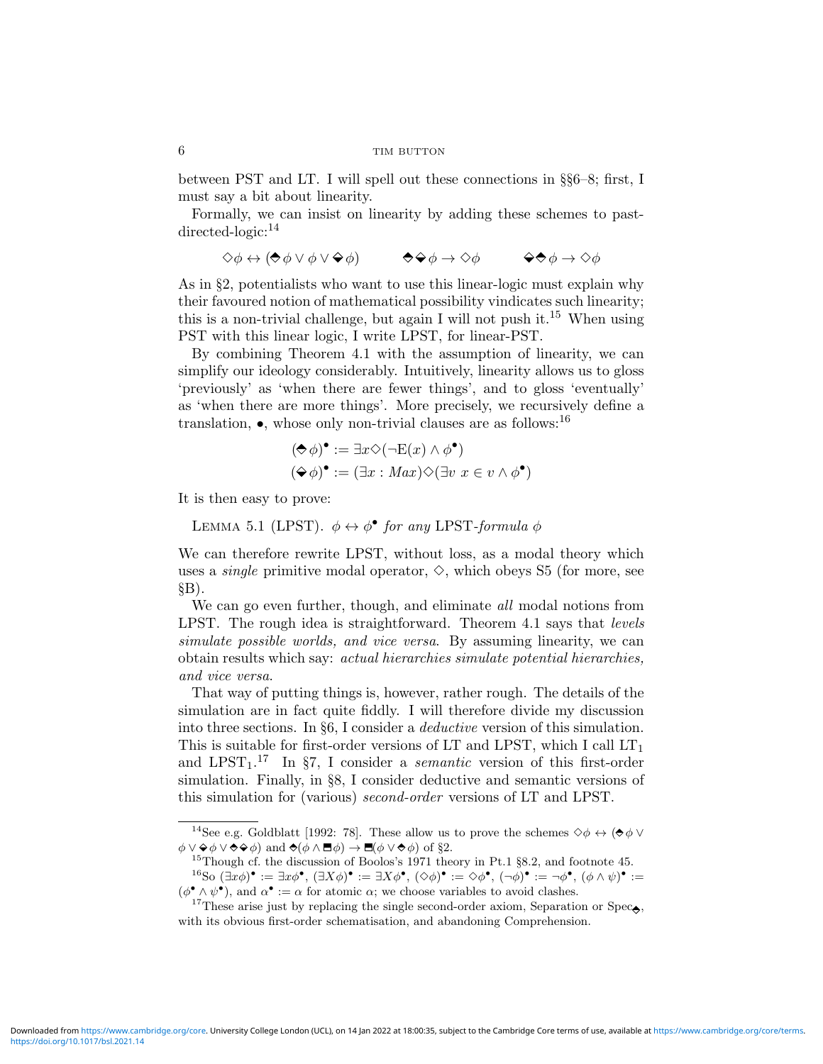between PST and LT. I will spell out these connections in §§6–8; first, I must say a bit about linearity.

Formally, we can insist on linearity by adding these schemes to past-directed-logic:[14]

$$\Diamond\phi \leftrightarrow (\blacklozenge\phi \vee \phi \vee \lozenge\phi) \qquad \blacklozenge\lozenge\phi \to \Diamond\phi \qquad \lozenge\blacklozenge\phi \to \Diamond\phi$$

As in §2, potentialists who want to use this linear-logic must explain why their favoured notion of mathematical possibility vindicates such linearity; this is a non-trivial challenge, but again I will not push it.[15] When using PST with this linear logic, I write LPST, for linear-PST.

By combining Theorem 4.1 with the assumption of linearity, we can simplify our ideology considerably. Intuitively, linearity allows us to gloss 'previously' as 'when there are fewer things', and to gloss 'eventually' as 'when there are more things'. More precisely, we recursively define a translation, $\bullet$, whose only non-trivial clauses are as follows:[16]

$$(\blacklozenge\phi)^\bullet := \exists x \Diamond(\neg \mathrm{E}(x) \wedge \phi^\bullet)$$
$$(\lozenge\phi)^\bullet := (\exists x : Max)\Diamond(\exists v\ x \in v \wedge \phi^\bullet)$$

It is then easy to prove:

LEMMA 5.1 (LPST). *$\phi \leftrightarrow \phi^\bullet$ for any LPST-formula $\phi$*

We can therefore rewrite LPST, without loss, as a modal theory which uses a *single* primitive modal operator, $\Diamond$, which obeys S5 (for more, see §B).

We can go even further, though, and eliminate *all* modal notions from LPST. The rough idea is straightforward. Theorem 4.1 says that *levels simulate possible worlds, and vice versa*. By assuming linearity, we can obtain results which say: *actual hierarchies simulate potential hierarchies, and vice versa*.

That way of putting things is, however, rather rough. The details of the simulation are in fact quite fiddly. I will therefore divide my discussion into three sections. In §6, I consider a *deductive* version of this simulation. This is suitable for first-order versions of LT and LPST, which I call $\mathrm{LT}_1$ and $\mathrm{LPST}_1$.[17] In §7, I consider a *semantic* version of this first-order simulation. Finally, in §8, I consider deductive and semantic versions of this simulation for (various) *second-order* versions of LT and LPST.

---

[14] See e.g. Goldblatt [1992: 78]. These allow us to prove the schemes $\Diamond\phi \leftrightarrow (\blacklozenge\phi \vee \phi \vee \lozenge\phi \vee \blacklozenge\lozenge\phi)$ and $\blacklozenge(\phi \wedge \blacksquare\phi) \to \blacksquare(\phi \vee \blacklozenge\phi)$ of §2.

[15] Though cf. the discussion of Boolos's 1971 theory in Pt.1 §8.2, and footnote 45.

[16] So $(\exists x\phi)^\bullet := \exists x\phi^\bullet$, $(\exists X\phi)^\bullet := \exists X\phi^\bullet$, $(\Diamond\phi)^\bullet := \Diamond\phi^\bullet$, $(\neg\phi)^\bullet := \neg\phi^\bullet$, $(\phi \wedge \psi)^\bullet := (\phi^\bullet \wedge \psi^\bullet)$, and $\alpha^\bullet := \alpha$ for atomic $\alpha$; we choose variables to avoid clashes.

[17] These arise just by replacing the single second-order axiom, Separation or $\mathrm{Spec}_{\blacklozenge}$, with its obvious first-order schematisation, and abandoning Comprehension.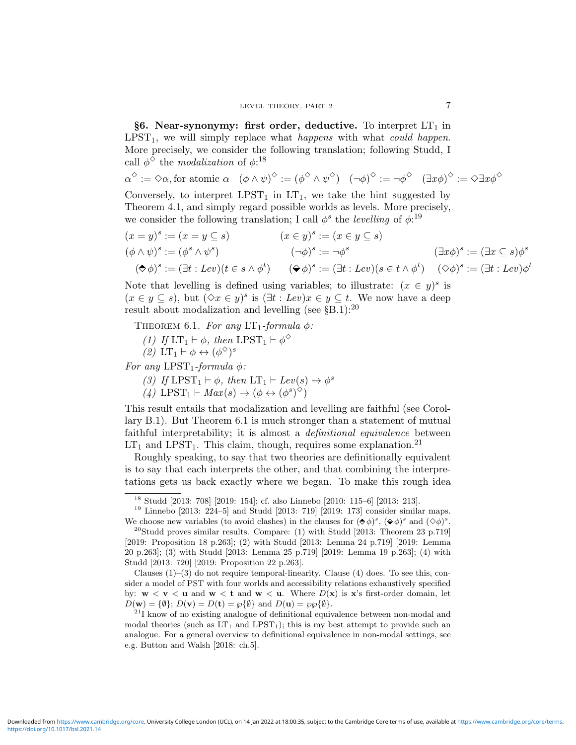**§6. Near-synonymy: first order, deductive.** To interpret $\text{LT}_1$ in $\text{LPST}_1$, we will simply replace what *happens* with what *could happen*. More precisely, we consider the following translation; following Studd, I call $\phi^\Diamond$ the *modalization* of $\phi$:[18]

$$\alpha^\Diamond := \Diamond\alpha, \text{for atomic } \alpha \quad (\phi \wedge \psi)^\Diamond := (\phi^\Diamond \wedge \psi^\Diamond) \quad (\neg\phi)^\Diamond := \neg\phi^\Diamond \quad (\exists x\phi)^\Diamond := \Diamond\exists x\phi^\Diamond$$

Conversely, to interpret $\text{LPST}_1$ in $\text{LT}_1$, we take the hint suggested by Theorem 4.1, and simply regard possible worlds as levels. More precisely, we consider the following translation; I call $\phi^s$ the *levelling* of $\phi$:[19]

$$(x = y)^s := (x = y \subseteq s) \qquad (x \in y)^s := (x \in y \subseteq s)$$

$$(\phi \wedge \psi)^s := (\phi^s \wedge \psi^s) \qquad (\neg\phi)^s := \neg\phi^s \qquad (\exists x\phi)^s := (\exists x \subseteq s)\phi^s$$

$$(\diamondsuit\!\!\!\!\cdot\;\phi)^s := (\exists t : Lev)(t \in s \wedge \phi^t) \qquad (\Diamond\!\!\!\!\cdot\;\phi)^s := (\exists t : Lev)(s \in t \wedge \phi^t) \qquad (\Diamond\phi)^s := (\exists t : Lev)\phi^t$$

Note that levelling is defined using variables; to illustrate: $(x \in y)^s$ is $(x \in y \subseteq s)$, but $(\Diamond x \in y)^s$ is $(\exists t : Lev)x \in y \subseteq t$. We now have a deep result about modalization and levelling (see §B.1):[20]

THEOREM 6.1. *For any* $\text{LT}_1$*-formula* $\phi$*:*

*(1) If* $\text{LT}_1 \vdash \phi$*, then* $\text{LPST}_1 \vdash \phi^\Diamond$

*(2)* $\text{LT}_1 \vdash \phi \leftrightarrow (\phi^\Diamond)^s$

*For any* $\text{LPST}_1$*-formula* $\phi$*:*

*(3) If* $\text{LPST}_1 \vdash \phi$*, then* $\text{LT}_1 \vdash Lev(s) \rightarrow \phi^s$

*(4)* $\text{LPST}_1 \vdash Max(s) \rightarrow (\phi \leftrightarrow (\phi^s)^\Diamond)$

This result entails that modalization and levelling are faithful (see Corollary B.1). But Theorem 6.1 is much stronger than a statement of mutual faithful interpretability; it is almost a *definitional equivalence* between $\text{LT}_1$ and $\text{LPST}_1$. This claim, though, requires some explanation.[21]

Roughly speaking, to say that two theories are definitionally equivalent is to say that each interprets the other, and that combining the interpretations gets us back exactly where we began. To make this rough idea

---

[18] Studd [2013: 708] [2019: 154]; cf. also Linnebo [2010: 115–6] [2013: 213].

[19] Linnebo [2013: 224–5] and Studd [2013: 719] [2019: 173] consider similar maps. We choose new variables (to avoid clashes) in the clauses for $(\diamondsuit\!\!\!\!\cdot\;\phi)^s$, $(\Diamond\!\!\!\!\cdot\;\phi)^s$ and $(\Diamond\phi)^s$.

[20] Studd proves similar results. Compare: (1) with Studd [2013: Theorem 23 p.719] [2019: Proposition 18 p.263]; (2) with Studd [2013: Lemma 24 p.719] [2019: Lemma 20 p.263]; (3) with Studd [2013: Lemma 25 p.719] [2019: Lemma 19 p.263]; (4) with Studd [2013: 720] [2019: Proposition 22 p.263].

Clauses (1)–(3) do not require temporal-linearity. Clause (4) does. To see this, consider a model of PST with four worlds and accessibility relations exhaustively specified by: $\mathbf{w} < \mathbf{v} < \mathbf{u}$ and $\mathbf{w} < \mathbf{t}$ and $\mathbf{w} < \mathbf{u}$. Where $D(\mathbf{x})$ is $\mathbf{x}$'s first-order domain, let $D(\mathbf{w}) = \{\emptyset\}$; $D(\mathbf{v}) = D(\mathbf{t}) = \wp\{\emptyset\}$ and $D(\mathbf{u}) = \wp\wp\{\emptyset\}$.

[21] I know of no existing analogue of definitional equivalence between non-modal and modal theories (such as $\text{LT}_1$ and $\text{LPST}_1$); this is my best attempt to provide such an analogue. For a general overview to definitional equivalence in non-modal settings, see e.g. Button and Walsh [2018: ch.5].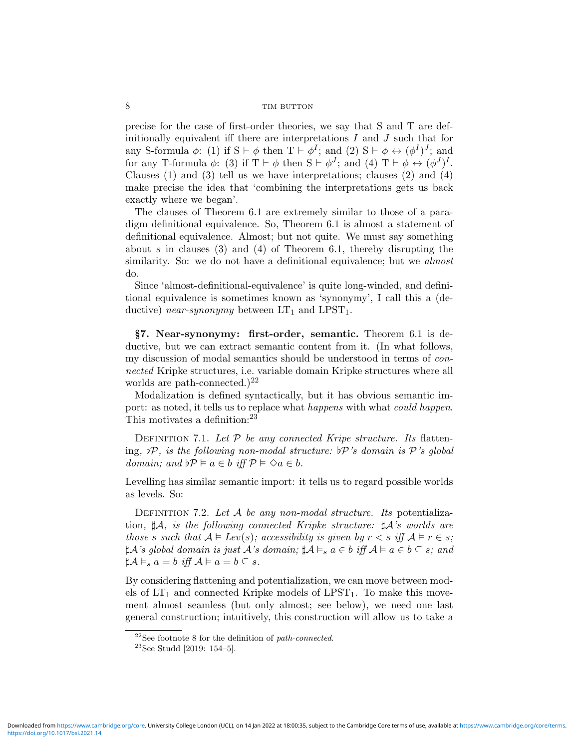precise for the case of first-order theories, we say that S and T are definitionally equivalent iff there are interpretations $I$ and $J$ such that for any S-formula $\phi$: (1) if $\mathrm{S} \vdash \phi$ then $\mathrm{T} \vdash \phi^I$; and (2) $\mathrm{S} \vdash \phi \leftrightarrow (\phi^I)^J$; and for any T-formula $\phi$: (3) if $\mathrm{T} \vdash \phi$ then $\mathrm{S} \vdash \phi^J$; and (4) $\mathrm{T} \vdash \phi \leftrightarrow (\phi^J)^I$. Clauses (1) and (3) tell us we have interpretations; clauses (2) and (4) make precise the idea that 'combining the interpretations gets us back exactly where we began'.

The clauses of Theorem 6.1 are extremely similar to those of a paradigm definitional equivalence. So, Theorem 6.1 is almost a statement of definitional equivalence. Almost; but not quite. We must say something about $s$ in clauses (3) and (4) of Theorem 6.1, thereby disrupting the similarity. So: we do not have a definitional equivalence; but we *almost* do.

Since 'almost-definitional-equivalence' is quite long-winded, and definitional equivalence is sometimes known as 'synonymy', I call this a (deductive) *near-synonymy* between $\mathrm{LT}_1$ and $\mathrm{LPST}_1$.

**§7. Near-synonymy: first-order, semantic.** Theorem 6.1 is deductive, but we can extract semantic content from it. (In what follows, my discussion of modal semantics should be understood in terms of *connected* Kripke structures, i.e. variable domain Kripke structures where all worlds are path-connected.)[22]

Modalization is defined syntactically, but it has obvious semantic import: as noted, it tells us to replace what *happens* with what *could happen*. This motivates a definition:[23]

Definition 7.1. *Let $\mathcal{P}$ be any connected Kripe structure. Its* flattening*, $\flat\mathcal{P}$, is the following non-modal structure: $\flat\mathcal{P}$'s domain is $\mathcal{P}$'s global domain; and $\flat\mathcal{P} \vDash a \in b$ iff $\mathcal{P} \vDash \Diamond a \in b$.*

Levelling has similar semantic import: it tells us to regard possible worlds as levels. So:

Definition 7.2. *Let $\mathcal{A}$ be any non-modal structure. Its* potentialization*, $\sharp\mathcal{A}$, is the following connected Kripke structure: $\sharp\mathcal{A}$'s worlds are those $s$ such that $\mathcal{A} \vDash Lev(s)$; accessibility is given by $r < s$ iff $\mathcal{A} \vDash r \in s$; $\sharp\mathcal{A}$'s global domain is just $\mathcal{A}$'s domain; $\sharp\mathcal{A} \vDash_s a \in b$ iff $\mathcal{A} \vDash a \in b \subseteq s$; and $\sharp\mathcal{A} \vDash_s a = b$ iff $\mathcal{A} \vDash a = b \subseteq s$.*

By considering flattening and potentialization, we can move between models of $\mathrm{LT}_1$ and connected Kripke models of $\mathrm{LPST}_1$. To make this movement almost seamless (but only almost; see below), we need one last general construction; intuitively, this construction will allow us to take a

[22] See footnote 8 for the definition of *path-connected*.

[23] See Studd [2019: 154–5].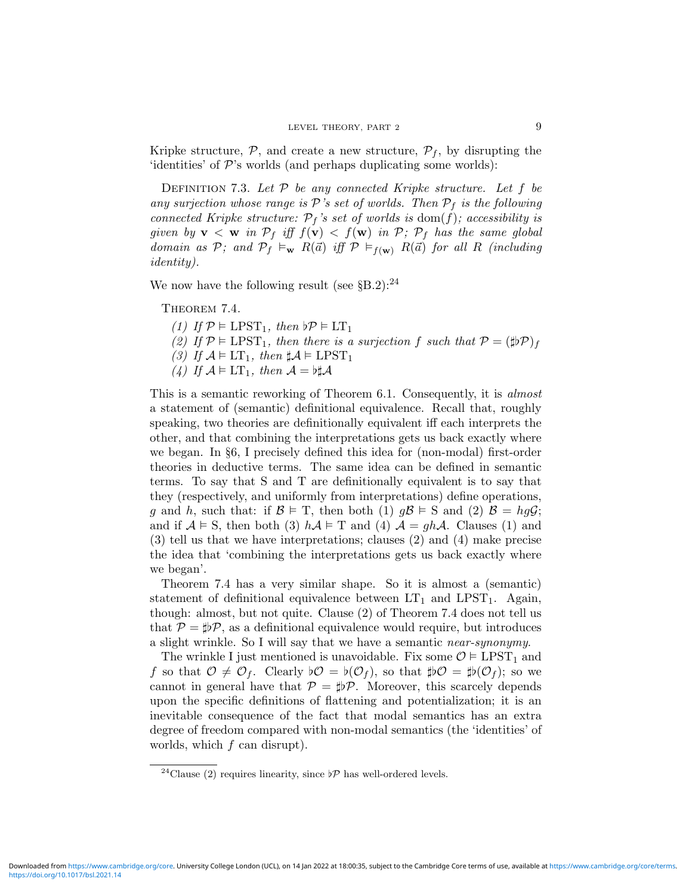Kripke structure, $\mathcal{P}$, and create a new structure, $\mathcal{P}_f$, by disrupting the 'identities' of $\mathcal{P}$'s worlds (and perhaps duplicating some worlds):

Definition 7.3. *Let $\mathcal{P}$ be any connected Kripke structure. Let $f$ be any surjection whose range is $\mathcal{P}$'s set of worlds. Then $\mathcal{P}_f$ is the following connected Kripke structure: $\mathcal{P}_f$'s set of worlds is $\text{dom}(f)$; accessibility is given by $\mathbf{v} < \mathbf{w}$ in $\mathcal{P}_f$ iff $f(\mathbf{v}) < f(\mathbf{w})$ in $\mathcal{P}$; $\mathcal{P}_f$ has the same global domain as $\mathcal{P}$; and $\mathcal{P}_f \vDash_{\mathbf{w}} R(\vec{a})$ iff $\mathcal{P} \vDash_{f(\mathbf{w})} R(\vec{a})$ for all $R$ (including identity).*

We now have the following result (see §B.2):[24]

Theorem 7.4.

*(1) If $\mathcal{P} \vDash \text{LPST}_1$, then $\flat\mathcal{P} \vDash \text{LT}_1$*
*(2) If $\mathcal{P} \vDash \text{LPST}_1$, then there is a surjection $f$ such that $\mathcal{P} = (\sharp\flat\mathcal{P})_f$*
*(3) If $\mathcal{A} \vDash \text{LT}_1$, then $\sharp\mathcal{A} \vDash \text{LPST}_1$*
*(4) If $\mathcal{A} \vDash \text{LT}_1$, then $\mathcal{A} = \flat\sharp\mathcal{A}$*

This is a semantic reworking of Theorem 6.1. Consequently, it is *almost* a statement of (semantic) definitional equivalence. Recall that, roughly speaking, two theories are definitionally equivalent iff each interprets the other, and that combining the interpretations gets us back exactly where we began. In §6, I precisely defined this idea for (non-modal) first-order theories in deductive terms. The same idea can be defined in semantic terms. To say that S and T are definitionally equivalent is to say that they (respectively, and uniformly from interpretations) define operations, $g$ and $h$, such that: if $\mathcal{B} \vDash \text{T}$, then both (1) $g\mathcal{B} \vDash \text{S}$ and (2) $\mathcal{B} = hg\mathcal{G}$; and if $\mathcal{A} \vDash \text{S}$, then both (3) $h\mathcal{A} \vDash \text{T}$ and (4) $\mathcal{A} = gh\mathcal{A}$. Clauses (1) and (3) tell us that we have interpretations; clauses (2) and (4) make precise the idea that 'combining the interpretations gets us back exactly where we began'.

Theorem 7.4 has a very similar shape. So it is almost a (semantic) statement of definitional equivalence between $\text{LT}_1$ and $\text{LPST}_1$. Again, though: almost, but not quite. Clause (2) of Theorem 7.4 does not tell us that $\mathcal{P} = \sharp\flat\mathcal{P}$, as a definitional equivalence would require, but introduces a slight wrinkle. So I will say that we have a semantic *near-synonymy*.

The wrinkle I just mentioned is unavoidable. Fix some $\mathcal{O} \vDash \text{LPST}_1$ and $f$ so that $\mathcal{O} \neq \mathcal{O}_f$. Clearly $\flat\mathcal{O} = \flat(\mathcal{O}_f)$, so that $\sharp\flat\mathcal{O} = \sharp\flat(\mathcal{O}_f)$; so we cannot in general have that $\mathcal{P} = \sharp\flat\mathcal{P}$. Moreover, this scarcely depends upon the specific definitions of flattening and potentialization; it is an inevitable consequence of the fact that modal semantics has an extra degree of freedom compared with non-modal semantics (the 'identities' of worlds, which $f$ can disrupt).

[24] Clause (2) requires linearity, since $\flat\mathcal{P}$ has well-ordered levels.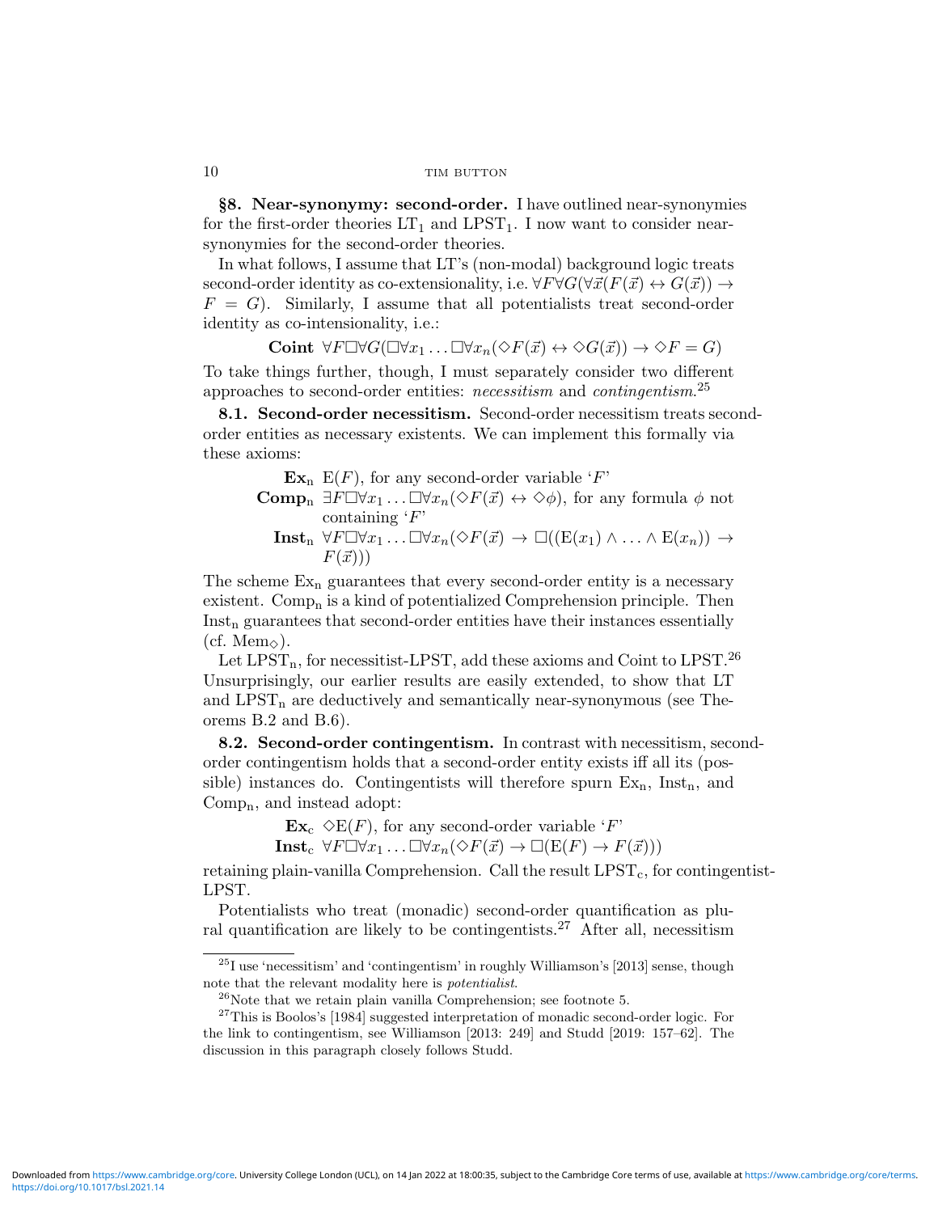**§8. Near-synonymy: second-order.** I have outlined near-synonymies for the first-order theories $\text{LT}_1$ and $\text{LPST}_1$. I now want to consider near-synonymies for the second-order theories.

In what follows, I assume that LT's (non-modal) background logic treats second-order identity as co-extensionality, i.e. $\forall F \forall G(\forall \vec{x}(F(\vec{x}) \leftrightarrow G(\vec{x})) \rightarrow F = G)$. Similarly, I assume that all potentialists treat second-order identity as co-intensionality, i.e.:

$$\textbf{Coint} \;\; \forall F \Box \forall G(\Box \forall x_1 \ldots \Box \forall x_n(\Diamond F(\vec{x}) \leftrightarrow \Diamond G(\vec{x})) \rightarrow \Diamond F = G)$$

To take things further, though, I must separately consider two different approaches to second-order entities: *necessitism* and *contingentism*.[25]

**8.1. Second-order necessitism.** Second-order necessitism treats second-order entities as necessary existents. We can implement this formally via these axioms:

- $\textbf{Ex}_\text{n}$ $\;\text{E}(F)$, for any second-order variable '$F$'
- $\textbf{Comp}_\text{n}$ $\;\exists F \Box \forall x_1 \ldots \Box \forall x_n(\Diamond F(\vec{x}) \leftrightarrow \Diamond \phi)$, for any formula $\phi$ not containing '$F$'
- $\textbf{Inst}_\text{n}$ $\;\forall F \Box \forall x_1 \ldots \Box \forall x_n(\Diamond F(\vec{x}) \rightarrow \Box((\text{E}(x_1) \wedge \ldots \wedge \text{E}(x_n)) \rightarrow F(\vec{x})))$

The scheme $\text{Ex}_\text{n}$ guarantees that every second-order entity is a necessary existent. $\text{Comp}_\text{n}$ is a kind of potentialized Comprehension principle. Then $\text{Inst}_\text{n}$ guarantees that second-order entities have their instances essentially (cf. $\text{Mem}_\Diamond$).

Let $\text{LPST}_\text{n}$, for necessitist-LPST, add these axioms and Coint to LPST.[26] Unsurprisingly, our earlier results are easily extended, to show that LT and $\text{LPST}_\text{n}$ are deductively and semantically near-synonymous (see Theorems B.2 and B.6).

**8.2. Second-order contingentism.** In contrast with necessitism, second-order contingentism holds that a second-order entity exists iff all its (possible) instances do. Contingentists will therefore spurn $\text{Ex}_\text{n}$, $\text{Inst}_\text{n}$, and $\text{Comp}_\text{n}$, and instead adopt:

- $\textbf{Ex}_\text{c}$ $\;\Diamond \text{E}(F)$, for any second-order variable '$F$'
- $\textbf{Inst}_\text{c}$ $\;\forall F \Box \forall x_1 \ldots \Box \forall x_n(\Diamond F(\vec{x}) \rightarrow \Box(\text{E}(F) \rightarrow F(\vec{x})))$

retaining plain-vanilla Comprehension. Call the result $\text{LPST}_\text{c}$, for contingentist-LPST.

Potentialists who treat (monadic) second-order quantification as plural quantification are likely to be contingentists.[27] After all, necessitism

---

[25] I use 'necessitism' and 'contingentism' in roughly Williamson's [2013] sense, though note that the relevant modality here is *potentialist*.

[26] Note that we retain plain vanilla Comprehension; see footnote 5.

[27] This is Boolos's [1984] suggested interpretation of monadic second-order logic. For the link to contingentism, see Williamson [2013: 249] and Studd [2019: 157–62]. The discussion in this paragraph closely follows Studd.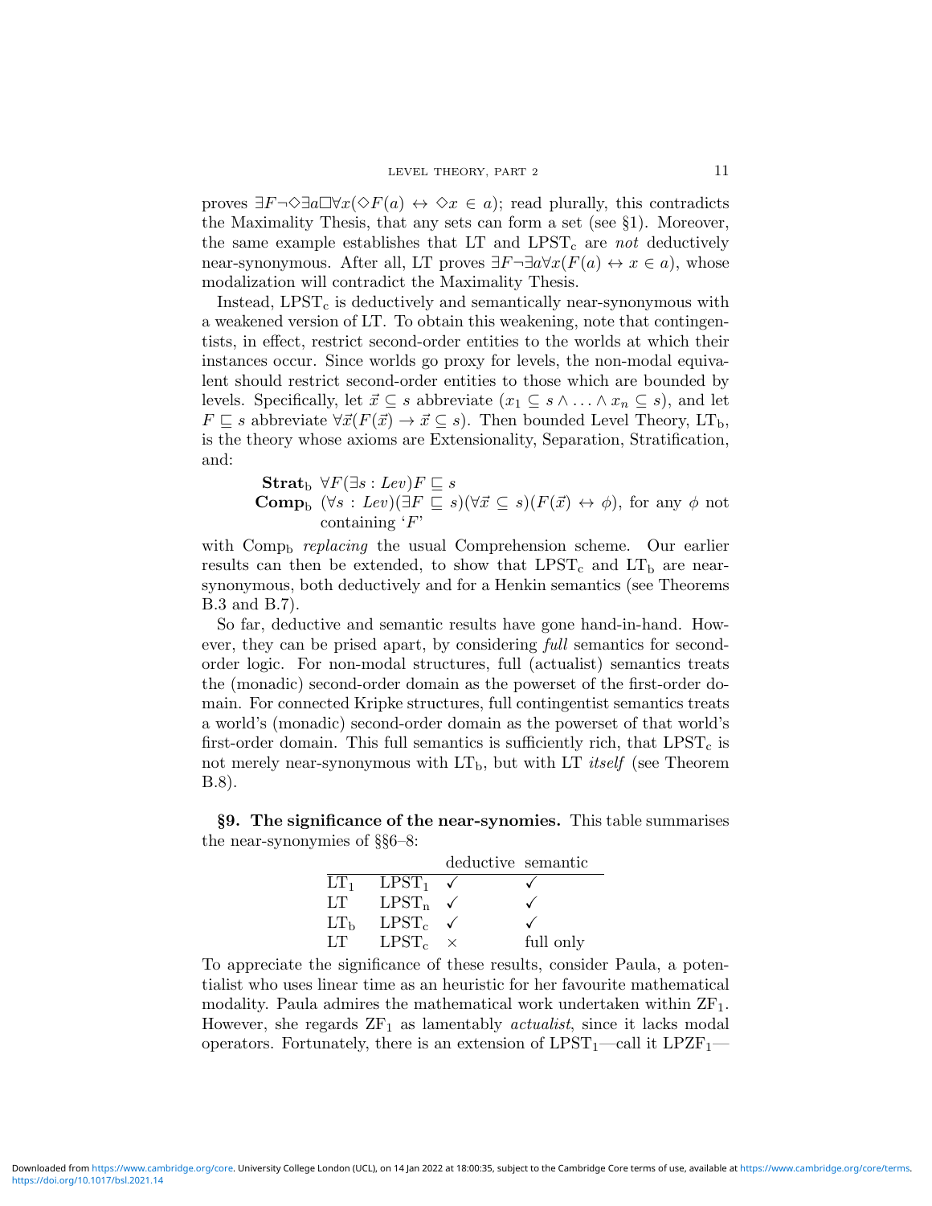proves $\exists F \neg \Diamond \exists a \Box \forall x(\Diamond F(a) \leftrightarrow \Diamond x \in a)$; read plurally, this contradicts the Maximality Thesis, that any sets can form a set (see §1). Moreover, the same example establishes that LT and $\text{LPST}_\text{c}$ are *not* deductively near-synonymous. After all, LT proves $\exists F \neg \exists a \forall x(F(a) \leftrightarrow x \in a)$, whose modalization will contradict the Maximality Thesis.

Instead, $\text{LPST}_\text{c}$ is deductively and semantically near-synonymous with a weakened version of LT. To obtain this weakening, note that contingentists, in effect, restrict second-order entities to the worlds at which their instances occur. Since worlds go proxy for levels, the non-modal equivalent should restrict second-order entities to those which are bounded by levels. Specifically, let $\vec{x} \subseteq s$ abbreviate $(x_1 \subseteq s \wedge \ldots \wedge x_n \subseteq s)$, and let $F \sqsubseteq s$ abbreviate $\forall \vec{x}(F(\vec{x}) \rightarrow \vec{x} \subseteq s)$. Then bounded Level Theory, $\text{LT}_\text{b}$, is the theory whose axioms are Extensionality, Separation, Stratification, and:

**Strat**$_\text{b}$ $\forall F(\exists s : Lev)F \sqsubseteq s$

**Comp**$_\text{b}$ $(\forall s : Lev)(\exists F \sqsubseteq s)(\forall \vec{x} \subseteq s)(F(\vec{x}) \leftrightarrow \phi)$, for any $\phi$ not containing '$F$'

with $\text{Comp}_\text{b}$ *replacing* the usual Comprehension scheme. Our earlier results can then be extended, to show that $\text{LPST}_\text{c}$ and $\text{LT}_\text{b}$ are near-synonymous, both deductively and for a Henkin semantics (see Theorems B.3 and B.7).

So far, deductive and semantic results have gone hand-in-hand. However, they can be prised apart, by considering *full* semantics for second-order logic. For non-modal structures, full (actualist) semantics treats the (monadic) second-order domain as the powerset of the first-order domain. For connected Kripke structures, full contingentist semantics treats a world's (monadic) second-order domain as the powerset of that world's first-order domain. This full semantics is sufficiently rich, that $\text{LPST}_\text{c}$ is not merely near-synonymous with $\text{LT}_\text{b}$, but with LT *itself* (see Theorem B.8).

**§9. The significance of the near-synomies.** This table summarises the near-synonymies of §§6–8:

| | | deductive | semantic |
|---|---|---|---|
| $\text{LT}_1$ | $\text{LPST}_1$ | ✓ | ✓ |
| LT | $\text{LPST}_\text{n}$ | ✓ | ✓ |
| $\text{LT}_\text{b}$ | $\text{LPST}_\text{c}$ | ✓ | ✓ |
| LT | $\text{LPST}_\text{c}$ | × | full only |

To appreciate the significance of these results, consider Paula, a potentialist who uses linear time as an heuristic for her favourite mathematical modality. Paula admires the mathematical work undertaken within $\text{ZF}_1$. However, she regards $\text{ZF}_1$ as lamentably *actualist*, since it lacks modal operators. Fortunately, there is an extension of $\text{LPST}_1$—call it $\text{LPZF}_1$—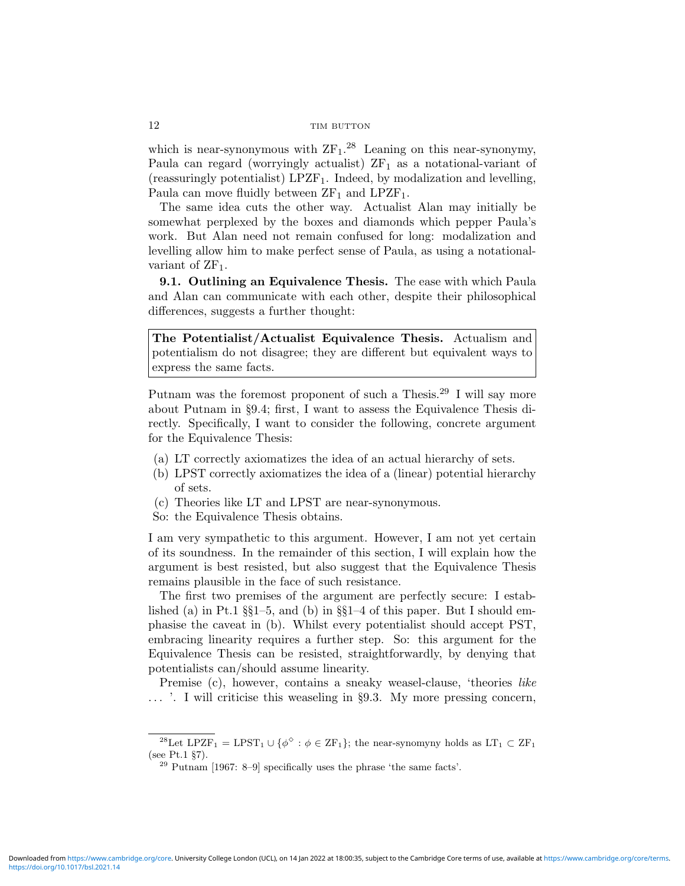which is near-synonymous with $\mathrm{ZF}_1$.[28] Leaning on this near-synonymy, Paula can regard (worryingly actualist) $\mathrm{ZF}_1$ as a notational-variant of (reassuringly potentialist) $\mathrm{LPZF}_1$. Indeed, by modalization and levelling, Paula can move fluidly between $\mathrm{ZF}_1$ and $\mathrm{LPZF}_1$.

The same idea cuts the other way. Actualist Alan may initially be somewhat perplexed by the boxes and diamonds which pepper Paula's work. But Alan need not remain confused for long: modalization and levelling allow him to make perfect sense of Paula, as using a notational-variant of $\mathrm{ZF}_1$.

**9.1. Outlining an Equivalence Thesis.** The ease with which Paula and Alan can communicate with each other, despite their philosophical differences, suggests a further thought:

> **The Potentialist/Actualist Equivalence Thesis.** Actualism and potentialism do not disagree; they are different but equivalent ways to express the same facts.

Putnam was the foremost proponent of such a Thesis.[29] I will say more about Putnam in §9.4; first, I want to assess the Equivalence Thesis directly. Specifically, I want to consider the following, concrete argument for the Equivalence Thesis:

(a) LT correctly axiomatizes the idea of an actual hierarchy of sets.
(b) LPST correctly axiomatizes the idea of a (linear) potential hierarchy of sets.
(c) Theories like LT and LPST are near-synonymous.
So: the Equivalence Thesis obtains.

I am very sympathetic to this argument. However, I am not yet certain of its soundness. In the remainder of this section, I will explain how the argument is best resisted, but also suggest that the Equivalence Thesis remains plausible in the face of such resistance.

The first two premises of the argument are perfectly secure: I established (a) in Pt.1 §§1–5, and (b) in §§1–4 of this paper. But I should emphasise the caveat in (b). Whilst every potentialist should accept PST, embracing linearity requires a further step. So: this argument for the Equivalence Thesis can be resisted, straightforwardly, by denying that potentialists can/should assume linearity.

Premise (c), however, contains a sneaky weasel-clause, 'theories *like* ... '. I will criticise this weaseling in §9.3. My more pressing concern,

---

[28] Let $\mathrm{LPZF}_1 = \mathrm{LPST}_1 \cup \{\phi^\diamond : \phi \in \mathrm{ZF}_1\}$; the near-synomyny holds as $\mathrm{LT}_1 \subset \mathrm{ZF}_1$ (see Pt.1 §7).

[29] Putnam [1967: 8–9] specifically uses the phrase 'the same facts'.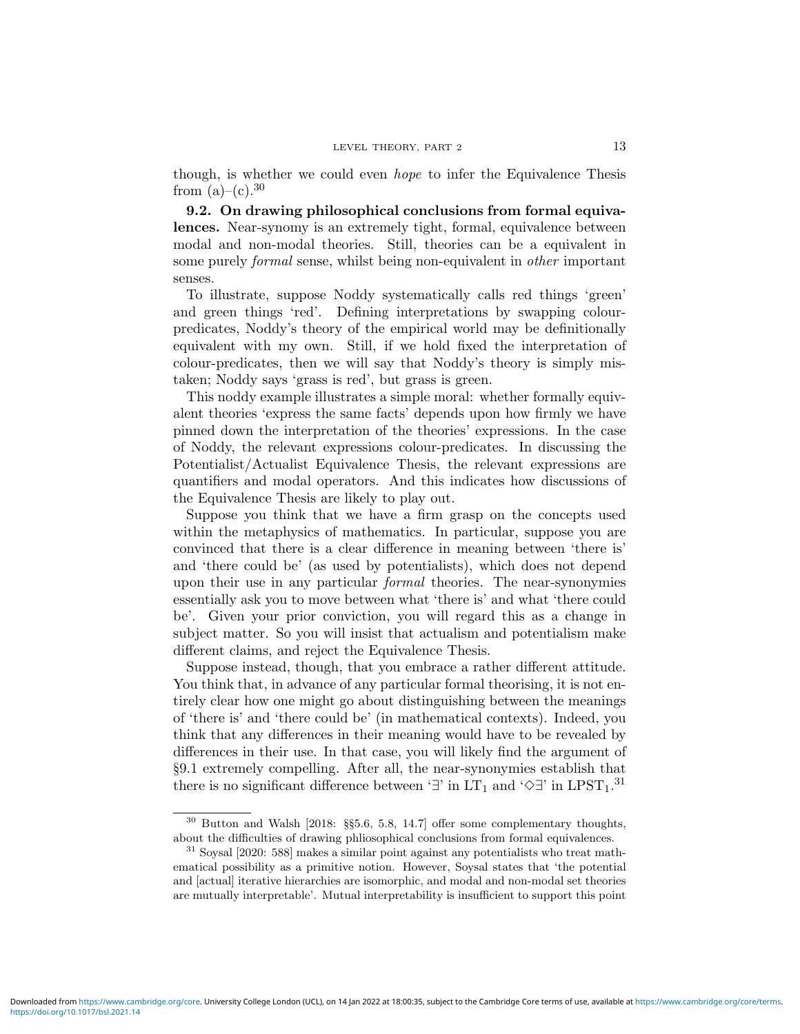though, is whether we could even *hope* to infer the Equivalence Thesis from (a)–(c).[30]

**9.2. On drawing philosophical conclusions from formal equivalences.** Near-synomy is an extremely tight, formal, equivalence between modal and non-modal theories. Still, theories can be a equivalent in some purely *formal* sense, whilst being non-equivalent in *other* important senses.

To illustrate, suppose Noddy systematically calls red things 'green' and green things 'red'. Defining interpretations by swapping colour-predicates, Noddy's theory of the empirical world may be definitionally equivalent with my own. Still, if we hold fixed the interpretation of colour-predicates, then we will say that Noddy's theory is simply mistaken; Noddy says 'grass is red', but grass is green.

This noddy example illustrates a simple moral: whether formally equivalent theories 'express the same facts' depends upon how firmly we have pinned down the interpretation of the theories' expressions. In the case of Noddy, the relevant expressions colour-predicates. In discussing the Potentialist/Actualist Equivalence Thesis, the relevant expressions are quantifiers and modal operators. And this indicates how discussions of the Equivalence Thesis are likely to play out.

Suppose you think that we have a firm grasp on the concepts used within the metaphysics of mathematics. In particular, suppose you are convinced that there is a clear difference in meaning between 'there is' and 'there could be' (as used by potentialists), which does not depend upon their use in any particular *formal* theories. The near-synonymies essentially ask you to move between what 'there is' and what 'there could be'. Given your prior conviction, you will regard this as a change in subject matter. So you will insist that actualism and potentialism make different claims, and reject the Equivalence Thesis.

Suppose instead, though, that you embrace a rather different attitude. You think that, in advance of any particular formal theorising, it is not entirely clear how one might go about distinguishing between the meanings of 'there is' and 'there could be' (in mathematical contexts). Indeed, you think that any differences in their meaning would have to be revealed by differences in their use. In that case, you will likely find the argument of §9.1 extremely compelling. After all, the near-synonymies establish that there is no significant difference between '$\exists$' in $\mathrm{LT}_1$ and '$\Diamond\exists$' in $\mathrm{LPST}_1$.[31]

---

[30] Button and Walsh [2018: §§5.6, 5.8, 14.7] offer some complementary thoughts, about the difficulties of drawing phliosophical conclusions from formal equivalences.

[31] Soysal [2020: 588] makes a similar point against any potentialists who treat mathematical possibility as a primitive notion. However, Soysal states that 'the potential and [actual] iterative hierarchies are isomorphic, and modal and non-modal set theories are mutually interpretable'. Mutual interpretability is insufficient to support this point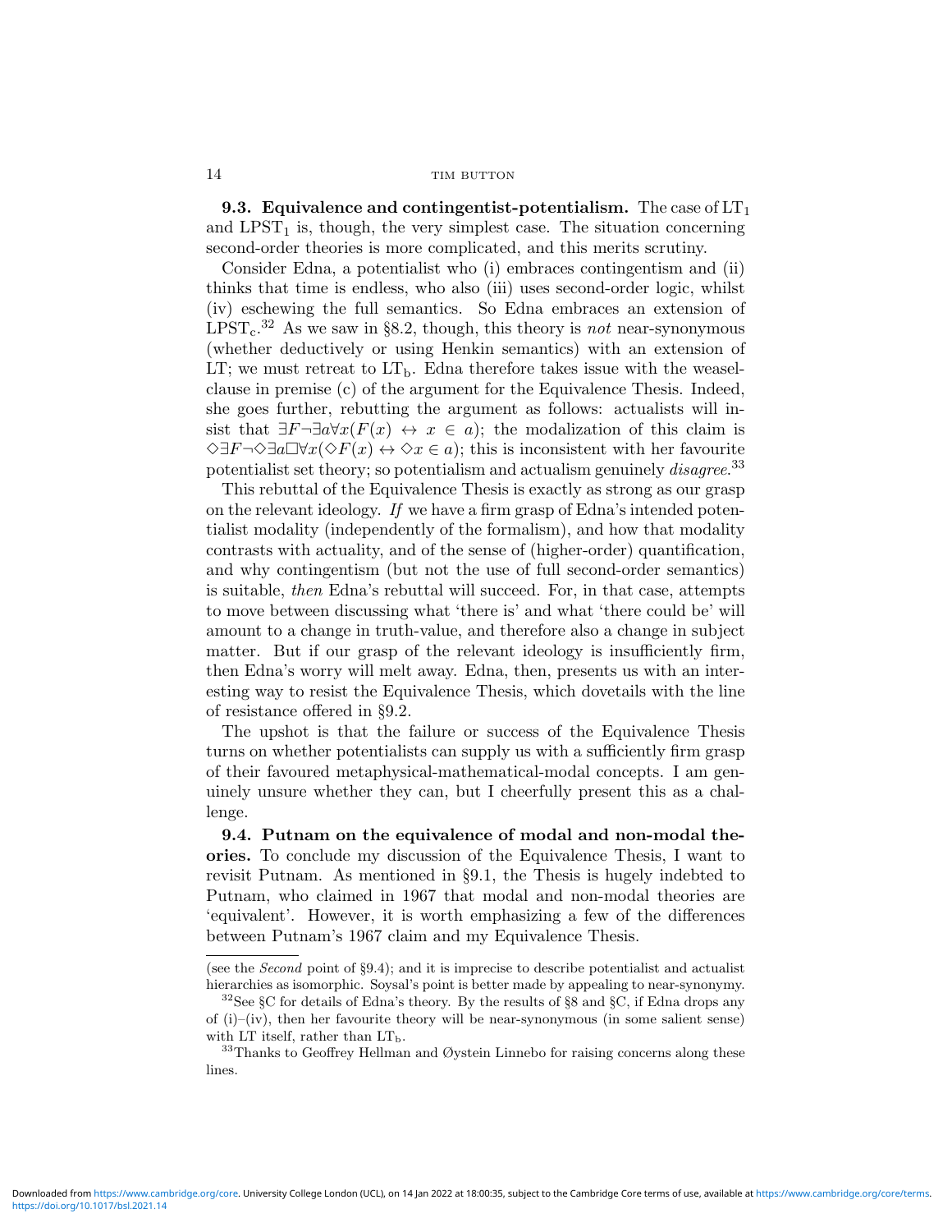**9.3. Equivalence and contingentist-potentialism.** The case of $\text{LT}_1$ and $\text{LPST}_1$ is, though, the very simplest case. The situation concerning second-order theories is more complicated, and this merits scrutiny.

Consider Edna, a potentialist who (i) embraces contingentism and (ii) thinks that time is endless, who also (iii) uses second-order logic, whilst (iv) eschewing the full semantics. So Edna embraces an extension of $\text{LPST}_\text{c}$.[32] As we saw in §8.2, though, this theory is *not* near-synonymous (whether deductively or using Henkin semantics) with an extension of LT; we must retreat to $\text{LT}_\text{b}$. Edna therefore takes issue with the weasel-clause in premise (c) of the argument for the Equivalence Thesis. Indeed, she goes further, rebutting the argument as follows: actualists will insist that $\exists F \neg \exists a \forall x (F(x) \leftrightarrow x \in a)$; the modalization of this claim is $\Diamond \exists F \neg \Diamond \exists a \Box \forall x (\Diamond F(x) \leftrightarrow \Diamond x \in a)$; this is inconsistent with her favourite potentialist set theory; so potentialism and actualism genuinely *disagree*.[33]

This rebuttal of the Equivalence Thesis is exactly as strong as our grasp on the relevant ideology. *If* we have a firm grasp of Edna's intended potentialist modality (independently of the formalism), and how that modality contrasts with actuality, and of the sense of (higher-order) quantification, and why contingentism (but not the use of full second-order semantics) is suitable, *then* Edna's rebuttal will succeed. For, in that case, attempts to move between discussing what 'there is' and what 'there could be' will amount to a change in truth-value, and therefore also a change in subject matter. But if our grasp of the relevant ideology is insufficiently firm, then Edna's worry will melt away. Edna, then, presents us with an interesting way to resist the Equivalence Thesis, which dovetails with the line of resistance offered in §9.2.

The upshot is that the failure or success of the Equivalence Thesis turns on whether potentialists can supply us with a sufficiently firm grasp of their favoured metaphysical-mathematical-modal concepts. I am genuinely unsure whether they can, but I cheerfully present this as a challenge.

**9.4. Putnam on the equivalence of modal and non-modal theories.** To conclude my discussion of the Equivalence Thesis, I want to revisit Putnam. As mentioned in §9.1, the Thesis is hugely indebted to Putnam, who claimed in 1967 that modal and non-modal theories are 'equivalent'. However, it is worth emphasizing a few of the differences between Putnam's 1967 claim and my Equivalence Thesis.

---

(see the *Second* point of §9.4); and it is imprecise to describe potentialist and actualist hierarchies as isomorphic. Soysal's point is better made by appealing to near-synonymy.

[32] See §C for details of Edna's theory. By the results of §8 and §C, if Edna drops any of (i)–(iv), then her favourite theory will be near-synonymous (in some salient sense) with LT itself, rather than $\text{LT}_\text{b}$.

[33] Thanks to Geoffrey Hellman and Øystein Linnebo for raising concerns along these lines.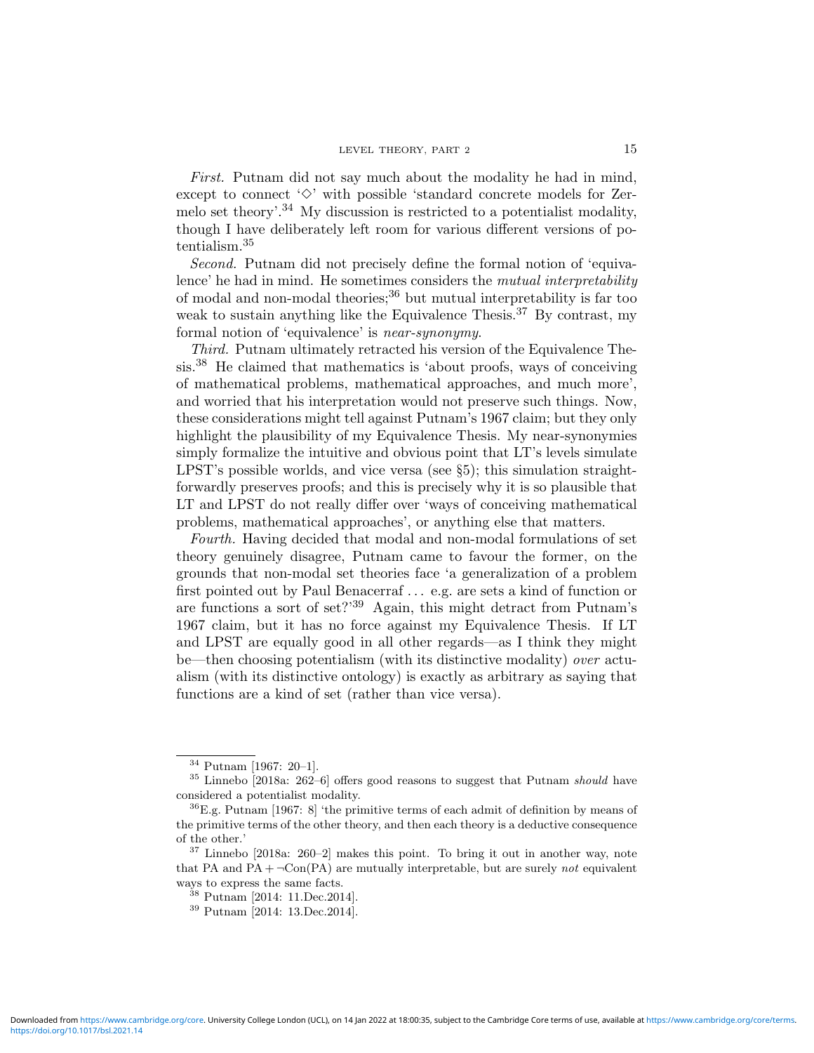*First.* Putnam did not say much about the modality he had in mind, except to connect '$\Diamond$' with possible 'standard concrete models for Zermelo set theory'.[34] My discussion is restricted to a potentialist modality, though I have deliberately left room for various different versions of potentialism.[35]

*Second.* Putnam did not precisely define the formal notion of 'equivalence' he had in mind. He sometimes considers the *mutual interpretability* of modal and non-modal theories;[36] but mutual interpretability is far too weak to sustain anything like the Equivalence Thesis.[37] By contrast, my formal notion of 'equivalence' is *near-synonymy*.

*Third.* Putnam ultimately retracted his version of the Equivalence Thesis.[38] He claimed that mathematics is 'about proofs, ways of conceiving of mathematical problems, mathematical approaches, and much more', and worried that his interpretation would not preserve such things. Now, these considerations might tell against Putnam's 1967 claim; but they only highlight the plausibility of my Equivalence Thesis. My near-synonymies simply formalize the intuitive and obvious point that LT's levels simulate LPST's possible worlds, and vice versa (see §5); this simulation straightforwardly preserves proofs; and this is precisely why it is so plausible that LT and LPST do not really differ over 'ways of conceiving mathematical problems, mathematical approaches', or anything else that matters.

*Fourth.* Having decided that modal and non-modal formulations of set theory genuinely disagree, Putnam came to favour the former, on the grounds that non-modal set theories face 'a generalization of a problem first pointed out by Paul Benacerraf ... e.g. are sets a kind of function or are functions a sort of set?'[39] Again, this might detract from Putnam's 1967 claim, but it has no force against my Equivalence Thesis. If LT and LPST are equally good in all other regards—as I think they might be—then choosing potentialism (with its distinctive modality) *over* actualism (with its distinctive ontology) is exactly as arbitrary as saying that functions are a kind of set (rather than vice versa).

---

[34] Putnam [1967: 20–1].

[35] Linnebo [2018a: 262–6] offers good reasons to suggest that Putnam *should* have considered a potentialist modality.

[36] E.g. Putnam [1967: 8] 'the primitive terms of each admit of definition by means of the primitive terms of the other theory, and then each theory is a deductive consequence of the other.'

[37] Linnebo [2018a: 260–2] makes this point. To bring it out in another way, note that PA and PA $+ \neg$Con(PA) are mutually interpretable, but are surely *not* equivalent ways to express the same facts.

[38] Putnam [2014: 11.Dec.2014].

[39] Putnam [2014: 13.Dec.2014].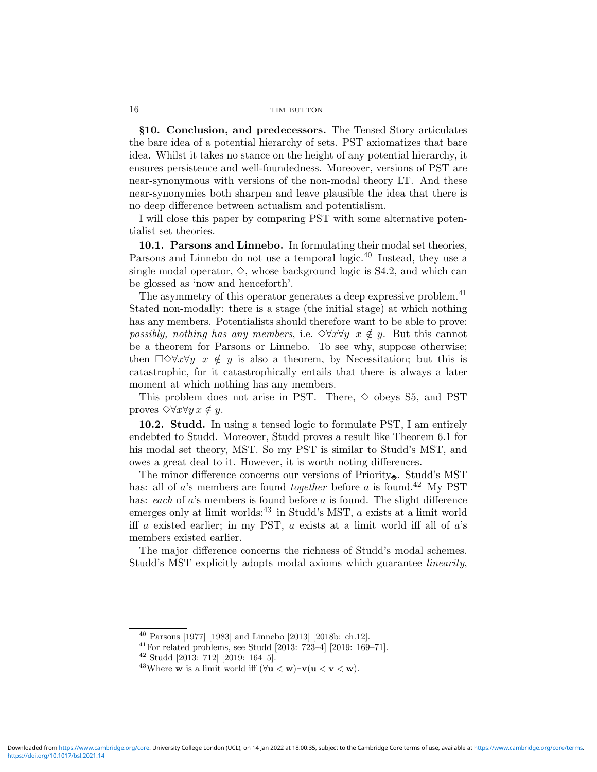**§10. Conclusion, and predecessors.** The Tensed Story articulates the bare idea of a potential hierarchy of sets. PST axiomatizes that bare idea. Whilst it takes no stance on the height of any potential hierarchy, it ensures persistence and well-foundedness. Moreover, versions of PST are near-synonymous with versions of the non-modal theory LT. And these near-synonymies both sharpen and leave plausible the idea that there is no deep difference between actualism and potentialism.

I will close this paper by comparing PST with some alternative potentialist set theories.

**10.1. Parsons and Linnebo.** In formulating their modal set theories, Parsons and Linnebo do not use a temporal logic.[40] Instead, they use a single modal operator, $\Diamond$, whose background logic is S4.2, and which can be glossed as 'now and henceforth'.

The asymmetry of this operator generates a deep expressive problem.[41] Stated non-modally: there is a stage (the initial stage) at which nothing has any members. Potentialists should therefore want to be able to prove: *possibly, nothing has any members*, i.e. $\Diamond\forall x \forall y \; x \notin y$. But this cannot be a theorem for Parsons or Linnebo. To see why, suppose otherwise; then $\Box\Diamond\forall x\forall y \; x \notin y$ is also a theorem, by Necessitation; but this is catastrophic, for it catastrophically entails that there is always a later moment at which nothing has any members.

This problem does not arise in PST. There, $\Diamond$ obeys S5, and PST proves $\Diamond\forall x\forall y\, x \notin y$.

**10.2. Studd.** In using a tensed logic to formulate PST, I am entirely endebted to Studd. Moreover, Studd proves a result like Theorem 6.1 for his modal set theory, MST. So my PST is similar to Studd's MST, and owes a great deal to it. However, it is worth noting differences.

The minor difference concerns our versions of Priority$_{\blacklozenge}$. Studd's MST has: all of $a$'s members are found *together* before $a$ is found.[42] My PST has: *each* of $a$'s members is found before $a$ is found. The slight difference emerges only at limit worlds:[43] in Studd's MST, $a$ exists at a limit world iff $a$ existed earlier; in my PST, $a$ exists at a limit world iff all of $a$'s members existed earlier.

The major difference concerns the richness of Studd's modal schemes. Studd's MST explicitly adopts modal axioms which guarantee *linearity*,

---

[40] Parsons [1977] [1983] and Linnebo [2013] [2018b: ch.12].

[41] For related problems, see Studd [2013: 723–4] [2019: 169–71].

[42] Studd [2013: 712] [2019: 164–5].

[43] Where $\mathbf{w}$ is a limit world iff $(\forall \mathbf{u} < \mathbf{w})\exists \mathbf{v}(\mathbf{u} < \mathbf{v} < \mathbf{w})$.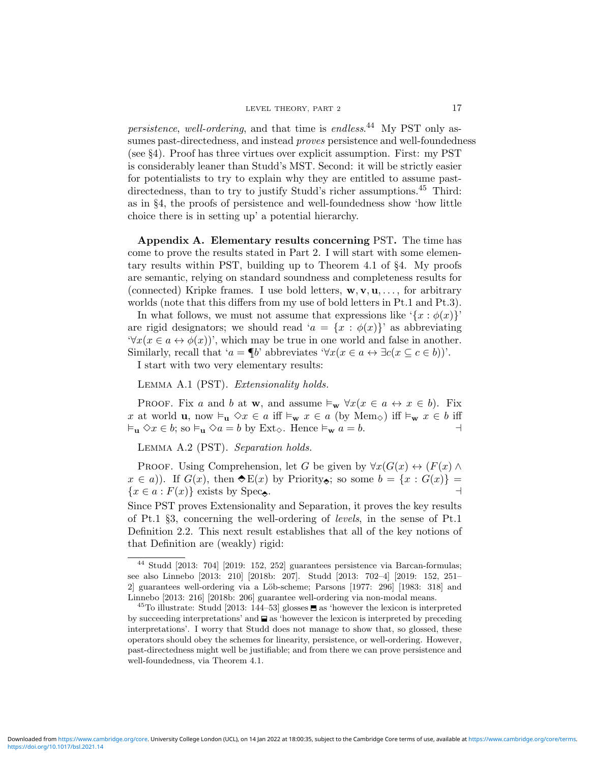*persistence*, *well-ordering*, and that time is *endless*.[44] My PST only assumes past-directedness, and instead *proves* persistence and well-foundedness (see §4). Proof has three virtues over explicit assumption. First: my PST is considerably leaner than Studd's MST. Second: it will be strictly easier for potentialists to try to explain why they are entitled to assume past-directedness, than to try to justify Studd's richer assumptions.[45] Third: as in §4, the proofs of persistence and well-foundedness show 'how little choice there is in setting up' a potential hierarchy.

**Appendix A. Elementary results concerning** PST**.** The time has come to prove the results stated in Part 2. I will start with some elementary results within PST, building up to Theorem 4.1 of §4. My proofs are semantic, relying on standard soundness and completeness results for (connected) Kripke frames. I use bold letters, $\mathbf{w}, \mathbf{v}, \mathbf{u}, \ldots$, for arbitrary worlds (note that this differs from my use of bold letters in Pt.1 and Pt.3).

In what follows, we must not assume that expressions like '$\{x : \phi(x)\}$' are rigid designators; we should read '$a = \{x : \phi(x)\}$' as abbreviating '$\forall x(x \in a \leftrightarrow \phi(x))$', which may be true in one world and false in another. Similarly, recall that '$a = \P b$' abbreviates '$\forall x(x \in a \leftrightarrow \exists c(x \subseteq c \in b))$'.

I start with two very elementary results:

Lemma A.1 (PST). *Extensionality holds.*

Proof. Fix $a$ and $b$ at $\mathbf{w}$, and assume $\vDash_{\mathbf{w}} \forall x(x \in a \leftrightarrow x \in b)$. Fix $x$ at world $\mathbf{u}$, now $\vDash_{\mathbf{u}} \Diamond x \in a$ iff $\vDash_{\mathbf{w}} x \in a$ (by Mem$_\Diamond$) iff $\vDash_{\mathbf{w}} x \in b$ iff $\vDash_{\mathbf{u}} \Diamond x \in b$; so $\vDash_{\mathbf{u}} \Diamond a = b$ by Ext$_\Diamond$. Hence $\vDash_{\mathbf{w}} a = b$. ⊣

Lemma A.2 (PST). *Separation holds.*

Proof. Using Comprehension, let $G$ be given by $\forall x(G(x) \leftrightarrow (F(x) \wedge x \in a))$. If $G(x)$, then $\diamondsuit \mathrm{E}(x)$ by Priority$_\diamondsuit$; so some $b = \{x : G(x)\} = \{x \in a : F(x)\}$ exists by Spec$_\diamondsuit$. ⊣

Since PST proves Extensionality and Separation, it proves the key results of Pt.1 §3, concerning the well-ordering of *levels*, in the sense of Pt.1 Definition 2.2. This next result establishes that all of the key notions of that Definition are (weakly) rigid:

---

[44] Studd [2013: 704] [2019: 152, 252] guarantees persistence via Barcan-formulas; see also Linnebo [2013: 210] [2018b: 207]. Studd [2013: 702–4] [2019: 152, 251–2] guarantees well-ordering via a Löb-scheme; Parsons [1977: 296] [1983: 318] and Linnebo [2013: 216] [2018b: 206] guarantee well-ordering via non-modal means.

[45] To illustrate: Studd [2013: 144–53] glosses ⬒ as 'however the lexicon is interpreted by succeeding interpretations' and ⬓ as 'however the lexicon is interpreted by preceding interpretations'. I worry that Studd does not manage to show that, so glossed, these operators should obey the schemes for linearity, persistence, or well-ordering. However, past-directedness might well be justifiable; and from there we can prove persistence and well-foundedness, via Theorem 4.1.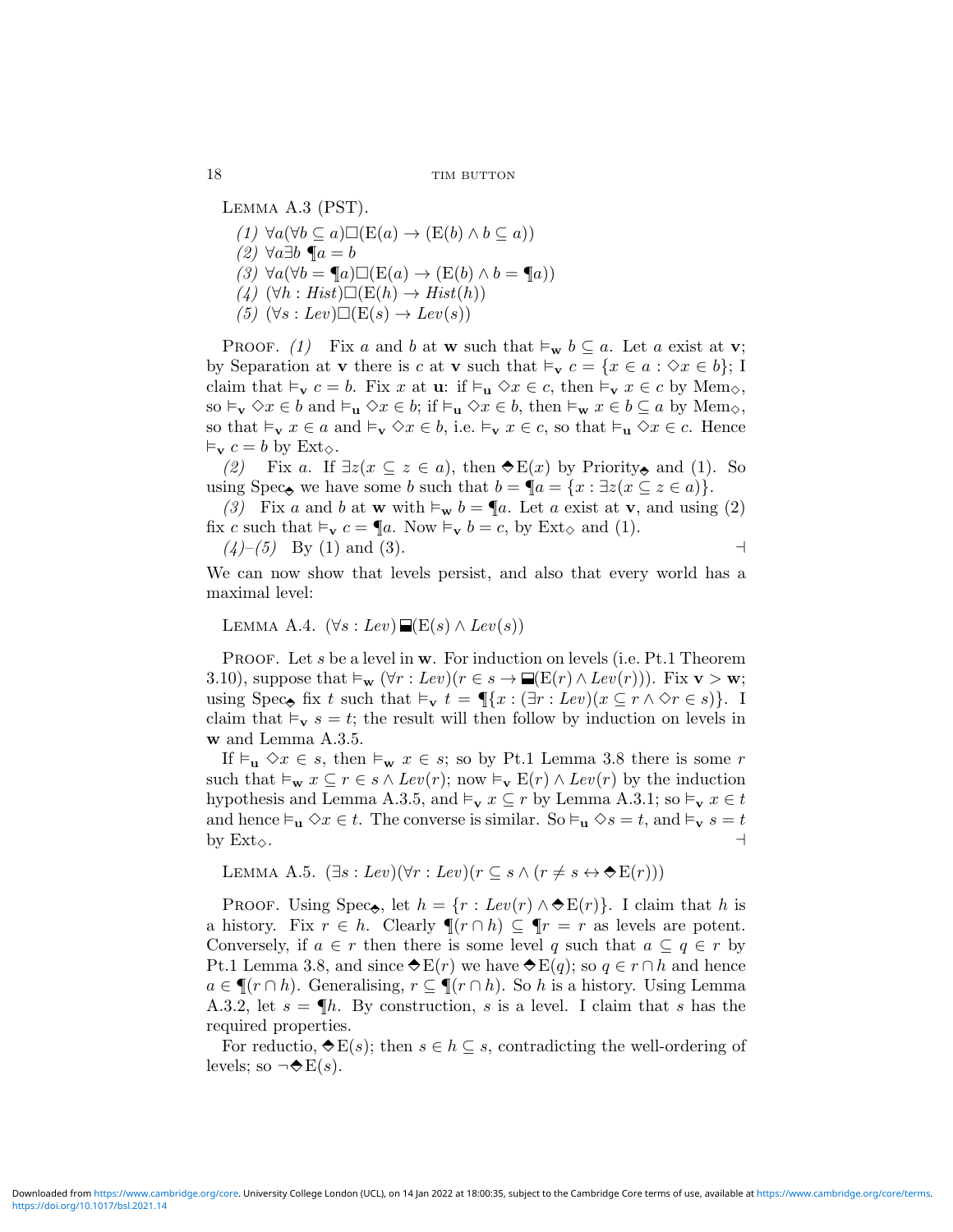Lemma A.3 (PST).

*(1)* $\forall a(\forall b \subseteq a)\Box(\mathrm{E}(a) \rightarrow (\mathrm{E}(b) \wedge b \subseteq a))$
*(2)* $\forall a \exists b\ \P a = b$
*(3)* $\forall a(\forall b = \P a)\Box(\mathrm{E}(a) \rightarrow (\mathrm{E}(b) \wedge b = \P a))$
*(4)* $(\forall h : \mathit{Hist})\Box(\mathrm{E}(h) \rightarrow \mathit{Hist}(h))$
*(5)* $(\forall s : \mathit{Lev})\Box(\mathrm{E}(s) \rightarrow \mathit{Lev}(s))$

Proof. *(1)* Fix $a$ and $b$ at $\mathbf{w}$ such that $\vDash_{\mathbf{w}} b \subseteq a$. Let $a$ exist at $\mathbf{v}$; by Separation at $\mathbf{v}$ there is $c$ at $\mathbf{v}$ such that $\vDash_{\mathbf{v}} c = \{x \in a : \Diamond x \in b\}$; I claim that $\vDash_{\mathbf{v}} c = b$. Fix $x$ at $\mathbf{u}$: if $\vDash_{\mathbf{u}} \Diamond x \in c$, then $\vDash_{\mathbf{v}} x \in c$ by $\mathrm{Mem}_{\Diamond}$, so $\vDash_{\mathbf{v}} \Diamond x \in b$ and $\vDash_{\mathbf{u}} \Diamond x \in b$; if $\vDash_{\mathbf{u}} \Diamond x \in b$, then $\vDash_{\mathbf{w}} x \in b \subseteq a$ by $\mathrm{Mem}_{\Diamond}$, so that $\vDash_{\mathbf{v}} x \in a$ and $\vDash_{\mathbf{v}} \Diamond x \in b$, i.e. $\vDash_{\mathbf{v}} x \in c$, so that $\vDash_{\mathbf{u}} \Diamond x \in c$. Hence $\vDash_{\mathbf{v}} c = b$ by $\mathrm{Ext}_{\Diamond}$.

*(2)* Fix $a$. If $\exists z(x \subseteq z \in a)$, then $\Diamond\!\!\!\!\diamond\, \mathrm{E}(x)$ by $\mathrm{Priority}_{\Diamond\!\!\!\diamond}$ and (1). So using $\mathrm{Spec}_{\Diamond\!\!\!\diamond}$ we have some $b$ such that $b = \P a = \{x : \exists z(x \subseteq z \in a)\}$.

*(3)* Fix $a$ and $b$ at $\mathbf{w}$ with $\vDash_{\mathbf{w}} b = \P a$. Let $a$ exist at $\mathbf{v}$, and using (2) fix $c$ such that $\vDash_{\mathbf{v}} c = \P a$. Now $\vDash_{\mathbf{v}} b = c$, by $\mathrm{Ext}_{\Diamond}$ and (1).

*(4)–(5)* By (1) and (3). ⊣

We can now show that levels persist, and also that every world has a maximal level:

Lemma A.4. $(\forall s : \mathit{Lev})\,\boxminus(\mathrm{E}(s) \wedge \mathit{Lev}(s))$

Proof. Let $s$ be a level in $\mathbf{w}$. For induction on levels (i.e. Pt.1 Theorem 3.10), suppose that $\vDash_{\mathbf{w}} (\forall r : \mathit{Lev})(r \in s \rightarrow \boxminus(\mathrm{E}(r) \wedge \mathit{Lev}(r)))$. Fix $\mathbf{v} > \mathbf{w}$; using $\mathrm{Spec}_{\Diamond\!\!\!\diamond}$ fix $t$ such that $\vDash_{\mathbf{v}} t = \P\{x : (\exists r : \mathit{Lev})(x \subseteq r \wedge \Diamond r \in s)\}$. I claim that $\vDash_{\mathbf{v}} s = t$; the result will then follow by induction on levels in $\mathbf{w}$ and Lemma A.3.5.

If $\vDash_{\mathbf{u}} \Diamond x \in s$, then $\vDash_{\mathbf{w}} x \in s$; so by Pt.1 Lemma 3.8 there is some $r$ such that $\vDash_{\mathbf{w}} x \subseteq r \in s \wedge \mathit{Lev}(r)$; now $\vDash_{\mathbf{v}} \mathrm{E}(r) \wedge \mathit{Lev}(r)$ by the induction hypothesis and Lemma A.3.5, and $\vDash_{\mathbf{v}} x \subseteq r$ by Lemma A.3.1; so $\vDash_{\mathbf{v}} x \in t$ and hence $\vDash_{\mathbf{u}} \Diamond x \in t$. The converse is similar. So $\vDash_{\mathbf{u}} \Diamond s = t$, and $\vDash_{\mathbf{v}} s = t$ by $\mathrm{Ext}_{\Diamond}$. ⊣

Lemma A.5. $(\exists s : \mathit{Lev})(\forall r : \mathit{Lev})(r \subseteq s \wedge (r \neq s \leftrightarrow \Diamond\!\!\!\!\diamond\, \mathrm{E}(r)))$

Proof. Using $\mathrm{Spec}_{\Diamond\!\!\!\diamond}$, let $h = \{r : \mathit{Lev}(r) \wedge \Diamond\!\!\!\!\diamond\, \mathrm{E}(r)\}$. I claim that $h$ is a history. Fix $r \in h$. Clearly $\P(r \cap h) \subseteq \P r = r$ as levels are potent. Conversely, if $a \in r$ then there is some level $q$ such that $a \subseteq q \in r$ by Pt.1 Lemma 3.8, and since $\Diamond\!\!\!\!\diamond\, \mathrm{E}(r)$ we have $\Diamond\!\!\!\!\diamond\, \mathrm{E}(q)$; so $q \in r \cap h$ and hence $a \in \P(r \cap h)$. Generalising, $r \subseteq \P(r \cap h)$. So $h$ is a history. Using Lemma A.3.2, let $s = \P h$. By construction, $s$ is a level. I claim that $s$ has the required properties.

For reductio, $\Diamond\!\!\!\!\diamond\, \mathrm{E}(s)$; then $s \in h \subseteq s$, contradicting the well-ordering of levels; so $\neg \Diamond\!\!\!\!\diamond\, \mathrm{E}(s)$.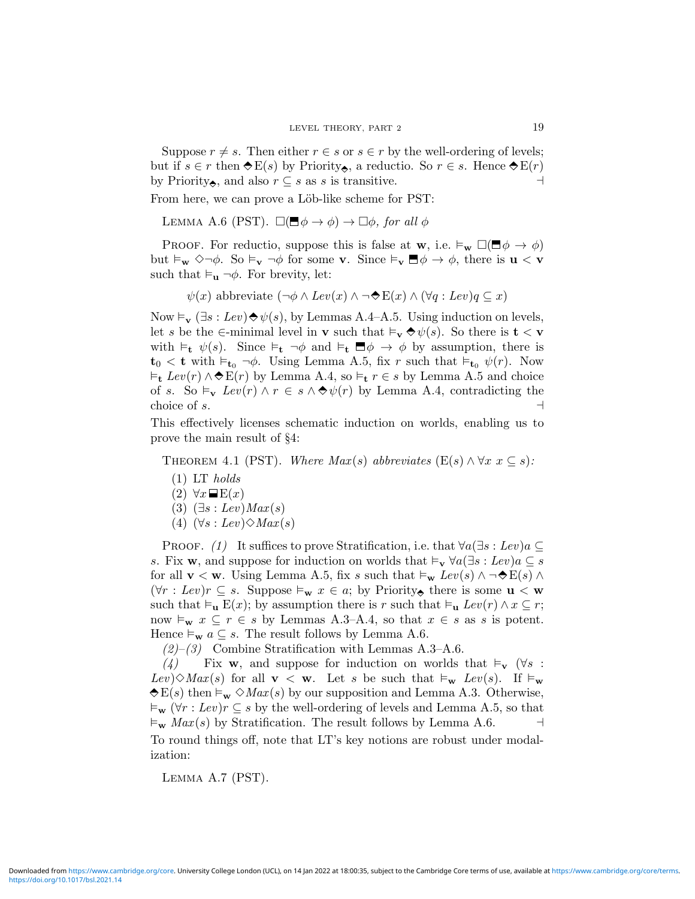Suppose $r \neq s$. Then either $r \in s$ or $s \in r$ by the well-ordering of levels; but if $s \in r$ then $\text{⬘}\mathrm{E}(s)$ by Priority$_{\text{⬘}}$, a reductio. So $r \in s$. Hence $\text{⬘}\mathrm{E}(r)$ by Priority$_{\text{⬘}}$, and also $r \subseteq s$ as $s$ is transitive. ⊣

From here, we can prove a Löb-like scheme for PST:

Lemma A.6 (PST). *$\Box(\text{⬒}\phi \rightarrow \phi) \rightarrow \Box\phi$, for all $\phi$*

Proof. For reductio, suppose this is false at $\mathbf{w}$, i.e. $\vDash_{\mathbf{w}} \Box(\text{⬒}\phi \rightarrow \phi)$ but $\vDash_{\mathbf{w}} \Diamond\neg\phi$. So $\vDash_{\mathbf{v}} \neg\phi$ for some $\mathbf{v}$. Since $\vDash_{\mathbf{v}} \text{⬒}\phi \rightarrow \phi$, there is $\mathbf{u} < \mathbf{v}$ such that $\vDash_{\mathbf{u}} \neg\phi$. For brevity, let:

$$\psi(x) \text{ abbreviate } (\neg\phi \wedge \mathit{Lev}(x) \wedge \neg\text{⬘}\mathrm{E}(x) \wedge (\forall q : \mathit{Lev})q \subseteq x)$$

Now $\vDash_{\mathbf{v}} (\exists s : \mathit{Lev})\text{⬘}\psi(s)$, by Lemmas A.4–A.5. Using induction on levels, let $s$ be the $\in$-minimal level in $\mathbf{v}$ such that $\vDash_{\mathbf{v}} \text{⬘}\psi(s)$. So there is $\mathbf{t} < \mathbf{v}$ with $\vDash_{\mathbf{t}} \psi(s)$. Since $\vDash_{\mathbf{t}} \neg\phi$ and $\vDash_{\mathbf{t}} \text{⬒}\phi \rightarrow \phi$ by assumption, there is $\mathbf{t}_0 < \mathbf{t}$ with $\vDash_{\mathbf{t}_0} \neg\phi$. Using Lemma A.5, fix $r$ such that $\vDash_{\mathbf{t}_0} \psi(r)$. Now $\vDash_{\mathbf{t}} \mathit{Lev}(r) \wedge \text{⬘}\mathrm{E}(r)$ by Lemma A.4, so $\vDash_{\mathbf{t}} r \in s$ by Lemma A.5 and choice of $s$. So $\vDash_{\mathbf{v}} \mathit{Lev}(r) \wedge r \in s \wedge \text{⬘}\psi(r)$ by Lemma A.4, contradicting the choice of $s$. ⊣

This effectively licenses schematic induction on worlds, enabling us to prove the main result of §4:

Theorem 4.1 (PST). *Where $\mathit{Max}(s)$ abbreviates $(\mathrm{E}(s) \wedge \forall x\, x \subseteq s)$:*

(1) LT *holds*
(2) $\forall x \text{⬓}\mathrm{E}(x)$
(3) $(\exists s : \mathit{Lev})\mathit{Max}(s)$
(4) $(\forall s : \mathit{Lev})\Diamond \mathit{Max}(s)$

Proof. *(1)* It suffices to prove Stratification, i.e. that $\forall a(\exists s : \mathit{Lev})a \subseteq s$. Fix $\mathbf{w}$, and suppose for induction on worlds that $\vDash_{\mathbf{v}} \forall a(\exists s : \mathit{Lev})a \subseteq s$ for all $\mathbf{v} < \mathbf{w}$. Using Lemma A.5, fix $s$ such that $\vDash_{\mathbf{w}} \mathit{Lev}(s) \wedge \neg\text{⬘}\mathrm{E}(s) \wedge (\forall r : \mathit{Lev})r \subseteq s$. Suppose $\vDash_{\mathbf{w}} x \in a$; by Priority$_{\text{⬘}}$ there is some $\mathbf{u} < \mathbf{w}$ such that $\vDash_{\mathbf{u}} \mathrm{E}(x)$; by assumption there is $r$ such that $\vDash_{\mathbf{u}} \mathit{Lev}(r) \wedge x \subseteq r$; now $\vDash_{\mathbf{w}} x \subseteq r \in s$ by Lemmas A.3–A.4, so that $x \in s$ as $s$ is potent. Hence $\vDash_{\mathbf{w}} a \subseteq s$. The result follows by Lemma A.6.

*(2)–(3)* Combine Stratification with Lemmas A.3–A.6.

*(4)* Fix $\mathbf{w}$, and suppose for induction on worlds that $\vDash_{\mathbf{v}} (\forall s : \mathit{Lev})\Diamond \mathit{Max}(s)$ for all $\mathbf{v} < \mathbf{w}$. Let $s$ be such that $\vDash_{\mathbf{w}} \mathit{Lev}(s)$. If $\vDash_{\mathbf{w}} \text{⬘}\mathrm{E}(s)$ then $\vDash_{\mathbf{w}} \Diamond \mathit{Max}(s)$ by our supposition and Lemma A.3. Otherwise, $\vDash_{\mathbf{w}} (\forall r : \mathit{Lev})r \subseteq s$ by the well-ordering of levels and Lemma A.5, so that $\vDash_{\mathbf{w}} \mathit{Max}(s)$ by Stratification. The result follows by Lemma A.6. ⊣

To round things off, note that LT's key notions are robust under modalization:

Lemma A.7 (PST).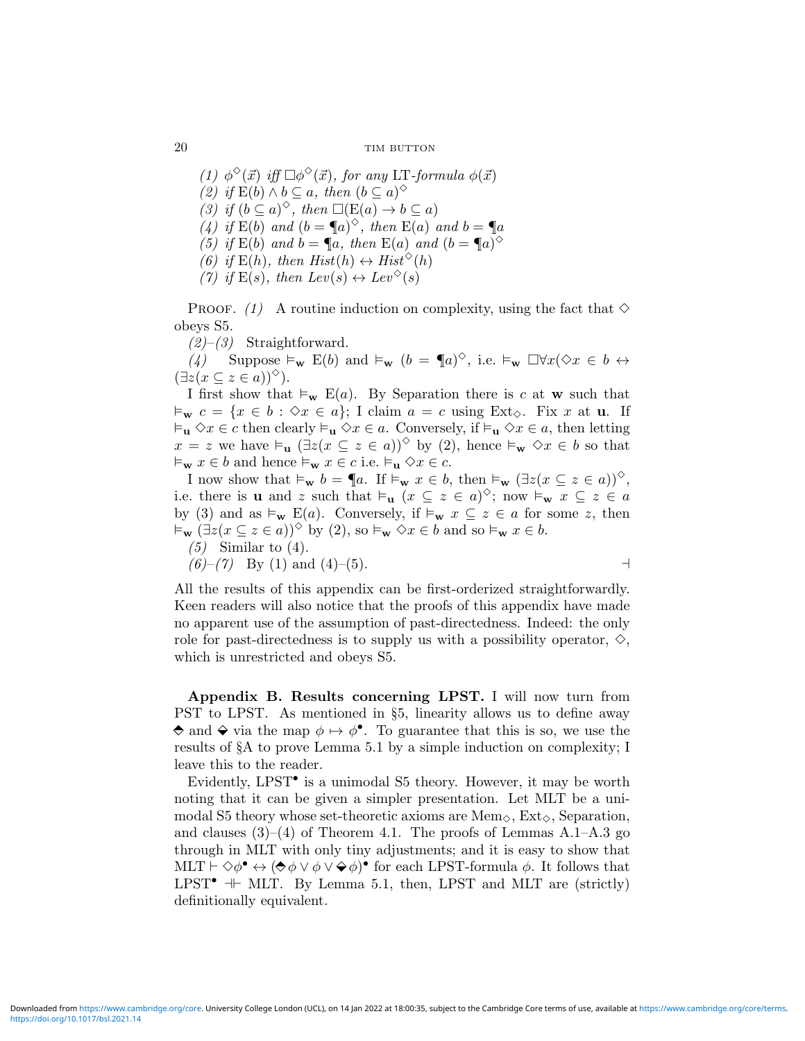*(1)* $\phi^{\Diamond}(\vec{x})$ *iff* $\Box\phi^{\Diamond}(\vec{x})$*, for any* LT*-formula* $\phi(\vec{x})$
*(2) if* $\mathrm{E}(b) \wedge b \subseteq a$*, then* $(b \subseteq a)^{\Diamond}$
*(3) if* $(b \subseteq a)^{\Diamond}$*, then* $\Box(\mathrm{E}(a) \rightarrow b \subseteq a)$
*(4) if* $\mathrm{E}(b)$ *and* $(b = \P a)^{\Diamond}$*, then* $\mathrm{E}(a)$ *and* $b = \P a$
*(5) if* $\mathrm{E}(b)$ *and* $b = \P a$*, then* $\mathrm{E}(a)$ *and* $(b = \P a)^{\Diamond}$
*(6) if* $\mathrm{E}(h)$*, then* $\mathit{Hist}(h) \leftrightarrow \mathit{Hist}^{\Diamond}(h)$
*(7) if* $\mathrm{E}(s)$*, then* $\mathit{Lev}(s) \leftrightarrow \mathit{Lev}^{\Diamond}(s)$

Proof. *(1)* A routine induction on complexity, using the fact that $\Diamond$ obeys S5.

*(2)–(3)* Straightforward.

*(4)* Suppose $\vDash_{\mathbf{w}} \mathrm{E}(b)$ and $\vDash_{\mathbf{w}} (b = \P a)^{\Diamond}$, i.e. $\vDash_{\mathbf{w}} \Box\forall x(\Diamond x \in b \leftrightarrow (\exists z(x \subseteq z \in a))^{\Diamond})$.

I first show that $\vDash_{\mathbf{w}} \mathrm{E}(a)$. By Separation there is $c$ at $\mathbf{w}$ such that $\vDash_{\mathbf{w}} c = \{x \in b : \Diamond x \in a\}$; I claim $a = c$ using $\mathrm{Ext}_{\Diamond}$. Fix $x$ at $\mathbf{u}$. If $\vDash_{\mathbf{u}} \Diamond x \in c$ then clearly $\vDash_{\mathbf{u}} \Diamond x \in a$. Conversely, if $\vDash_{\mathbf{u}} \Diamond x \in a$, then letting $x = z$ we have $\vDash_{\mathbf{u}} (\exists z(x \subseteq z \in a))^{\Diamond}$ by (2), hence $\vDash_{\mathbf{w}} \Diamond x \in b$ so that $\vDash_{\mathbf{w}} x \in b$ and hence $\vDash_{\mathbf{w}} x \in c$ i.e. $\vDash_{\mathbf{u}} \Diamond x \in c$.

I now show that $\vDash_{\mathbf{w}} b = \P a$. If $\vDash_{\mathbf{w}} x \in b$, then $\vDash_{\mathbf{w}} (\exists z(x \subseteq z \in a))^{\Diamond}$, i.e. there is $\mathbf{u}$ and $z$ such that $\vDash_{\mathbf{u}} (x \subseteq z \in a)^{\Diamond}$; now $\vDash_{\mathbf{w}} x \subseteq z \in a$ by (3) and as $\vDash_{\mathbf{w}} \mathrm{E}(a)$. Conversely, if $\vDash_{\mathbf{w}} x \subseteq z \in a$ for some $z$, then $\vDash_{\mathbf{w}} (\exists z(x \subseteq z \in a))^{\Diamond}$ by (2), so $\vDash_{\mathbf{w}} \Diamond x \in b$ and so $\vDash_{\mathbf{w}} x \in b$.

*(5)* Similar to (4).

*(6)–(7)* By (1) and (4)–(5). ⊣

All the results of this appendix can be first-orderized straightforwardly. Keen readers will also notice that the proofs of this appendix have made no apparent use of the assumption of past-directedness. Indeed: the only role for past-directedness is to supply us with a possibility operator, $\Diamond$, which is unrestricted and obeys S5.

**Appendix B. Results concerning LPST.** I will now turn from PST to LPST. As mentioned in §5, linearity allows us to define away $\Diamondblack$ and $\diamondminus$ via the map $\phi \mapsto \phi^{\bullet}$. To guarantee that this is so, we use the results of §A to prove Lemma 5.1 by a simple induction on complexity; I leave this to the reader.

Evidently, $\mathrm{LPST}^{\bullet}$ is a unimodal S5 theory. However, it may be worth noting that it can be given a simpler presentation. Let MLT be a unimodal S5 theory whose set-theoretic axioms are $\mathrm{Mem}_{\Diamond}$, $\mathrm{Ext}_{\Diamond}$, Separation, and clauses (3)–(4) of Theorem 4.1. The proofs of Lemmas A.1–A.3 go through in MLT with only tiny adjustments; and it is easy to show that $\mathrm{MLT} \vdash \Diamond\phi^{\bullet} \leftrightarrow (\Diamondblack\phi \vee \phi \vee \diamondminus\phi)^{\bullet}$ for each LPST-formula $\phi$. It follows that $\mathrm{LPST}^{\bullet} \dashv\vdash \mathrm{MLT}$. By Lemma 5.1, then, LPST and MLT are (strictly) definitionally equivalent.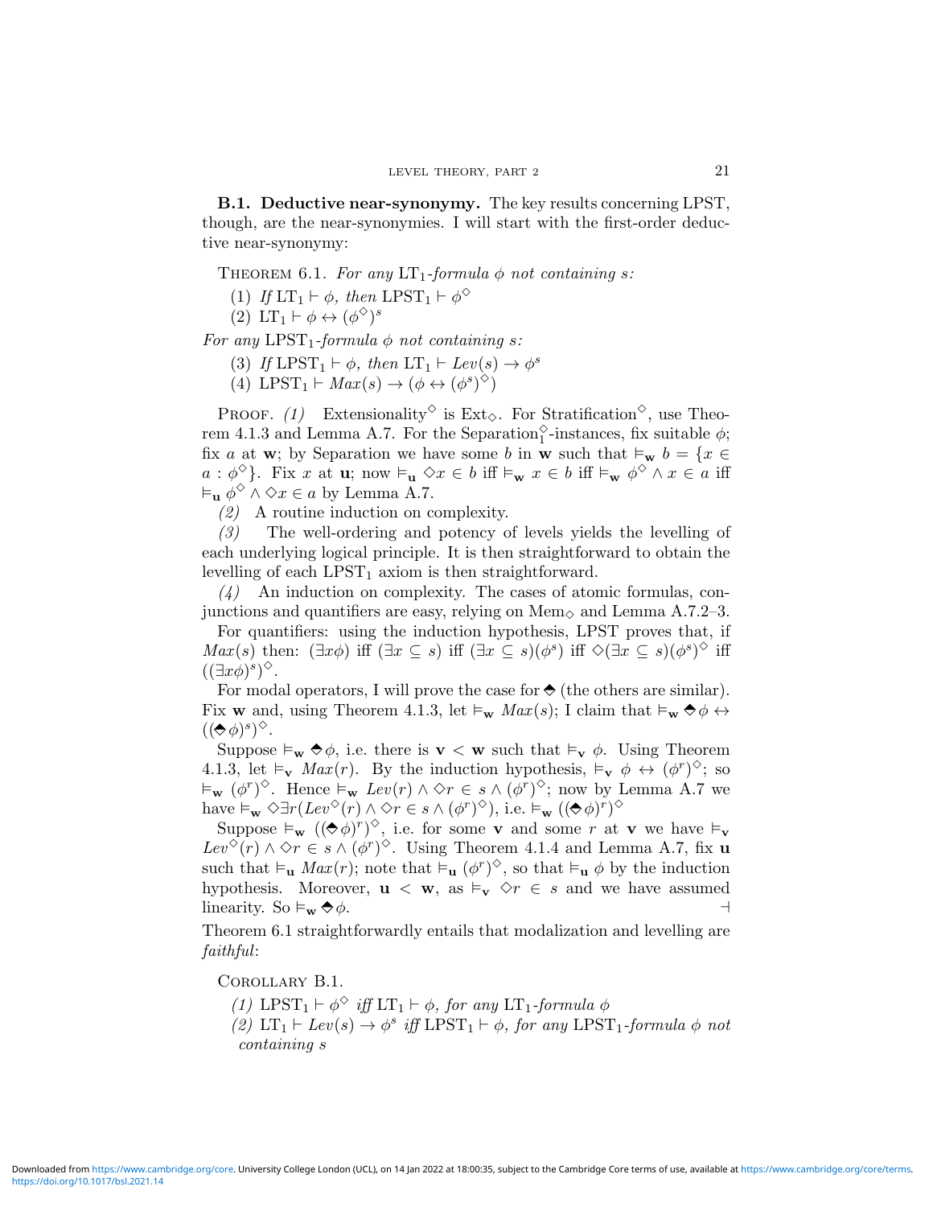**B.1. Deductive near-synonymy.** The key results concerning LPST, though, are the near-synonymies. I will start with the first-order deductive near-synonymy:

THEOREM 6.1. *For any* $\text{LT}_1$*-formula* $\phi$ *not containing* $s$*:*

(1) *If* $\text{LT}_1 \vdash \phi$*, then* $\text{LPST}_1 \vdash \phi^\diamond$
(2) $\text{LT}_1 \vdash \phi \leftrightarrow (\phi^\diamond)^s$

*For any* $\text{LPST}_1$*-formula* $\phi$ *not containing* $s$*:*

(3) *If* $\text{LPST}_1 \vdash \phi$*, then* $\text{LT}_1 \vdash Lev(s) \rightarrow \phi^s$
(4) $\text{LPST}_1 \vdash Max(s) \rightarrow (\phi \leftrightarrow (\phi^s)^\diamond)$

PROOF. *(1)* Extensionality$^\diamond$ is $\text{Ext}_\diamond$. For Stratification$^\diamond$, use Theorem 4.1.3 and Lemma A.7. For the Separation$_1^\diamond$-instances, fix suitable $\phi$; fix $a$ at $\mathbf{w}$; by Separation we have some $b$ in $\mathbf{w}$ such that $\vDash_\mathbf{w} b = \{x \in a : \phi^\diamond\}$. Fix $x$ at $\mathbf{u}$; now $\vDash_\mathbf{u} \diamond x \in b$ iff $\vDash_\mathbf{w} x \in b$ iff $\vDash_\mathbf{w} \phi^\diamond \wedge x \in a$ iff $\vDash_\mathbf{u} \phi^\diamond \wedge \diamond x \in a$ by Lemma A.7.

*(2)* A routine induction on complexity.

*(3)* The well-ordering and potency of levels yields the levelling of each underlying logical principle. It is then straightforward to obtain the levelling of each $\text{LPST}_1$ axiom is then straightforward.

*(4)* An induction on complexity. The cases of atomic formulas, conjunctions and quantifiers are easy, relying on $\text{Mem}_\diamond$ and Lemma A.7.2–3.

For quantifiers: using the induction hypothesis, LPST proves that, if $Max(s)$ then: $(\exists x \phi)$ iff $(\exists x \subseteq s)$ iff $(\exists x \subseteq s)(\phi^s)$ iff $\diamond(\exists x \subseteq s)(\phi^s)^\diamond$ iff $((\exists x \phi)^s)^\diamond$.

For modal operators, I will prove the case for $\Diamondblack$ (the others are similar). Fix $\mathbf{w}$ and, using Theorem 4.1.3, let $\vDash_\mathbf{w} Max(s)$; I claim that $\vDash_\mathbf{w} \Diamondblack\phi \leftrightarrow ((\Diamondblack\phi)^s)^\diamond$.

Suppose $\vDash_\mathbf{w} \Diamondblack\phi$, i.e. there is $\mathbf{v} < \mathbf{w}$ such that $\vDash_\mathbf{v} \phi$. Using Theorem 4.1.3, let $\vDash_\mathbf{v} Max(r)$. By the induction hypothesis, $\vDash_\mathbf{v} \phi \leftrightarrow (\phi^r)^\diamond$; so $\vDash_\mathbf{w} (\phi^r)^\diamond$. Hence $\vDash_\mathbf{w} Lev(r) \wedge \diamond r \in s \wedge (\phi^r)^\diamond$; now by Lemma A.7 we have $\vDash_\mathbf{w} \diamond \exists r(Lev^\diamond(r) \wedge \diamond r \in s \wedge (\phi^r)^\diamond)$, i.e. $\vDash_\mathbf{w} ((\Diamondblack\phi)^r)^\diamond$

Suppose $\vDash_\mathbf{w} ((\Diamondblack\phi)^r)^\diamond$, i.e. for some $\mathbf{v}$ and some $r$ at $\mathbf{v}$ we have $\vDash_\mathbf{v} Lev^\diamond(r) \wedge \diamond r \in s \wedge (\phi^r)^\diamond$. Using Theorem 4.1.4 and Lemma A.7, fix $\mathbf{u}$ such that $\vDash_\mathbf{u} Max(r)$; note that $\vDash_\mathbf{u} (\phi^r)^\diamond$, so that $\vDash_\mathbf{u} \phi$ by the induction hypothesis. Moreover, $\mathbf{u} < \mathbf{w}$, as $\vDash_\mathbf{v} \diamond r \in s$ and we have assumed linearity. So $\vDash_\mathbf{w} \Diamondblack\phi$. ⊣

Theorem 6.1 straightforwardly entails that modalization and levelling are *faithful*:

COROLLARY B.1.

*(1)* $\text{LPST}_1 \vdash \phi^\diamond$ *iff* $\text{LT}_1 \vdash \phi$*, for any* $\text{LT}_1$*-formula* $\phi$
*(2)* $\text{LT}_1 \vdash Lev(s) \rightarrow \phi^s$ *iff* $\text{LPST}_1 \vdash \phi$*, for any* $\text{LPST}_1$*-formula* $\phi$ *not containing* $s$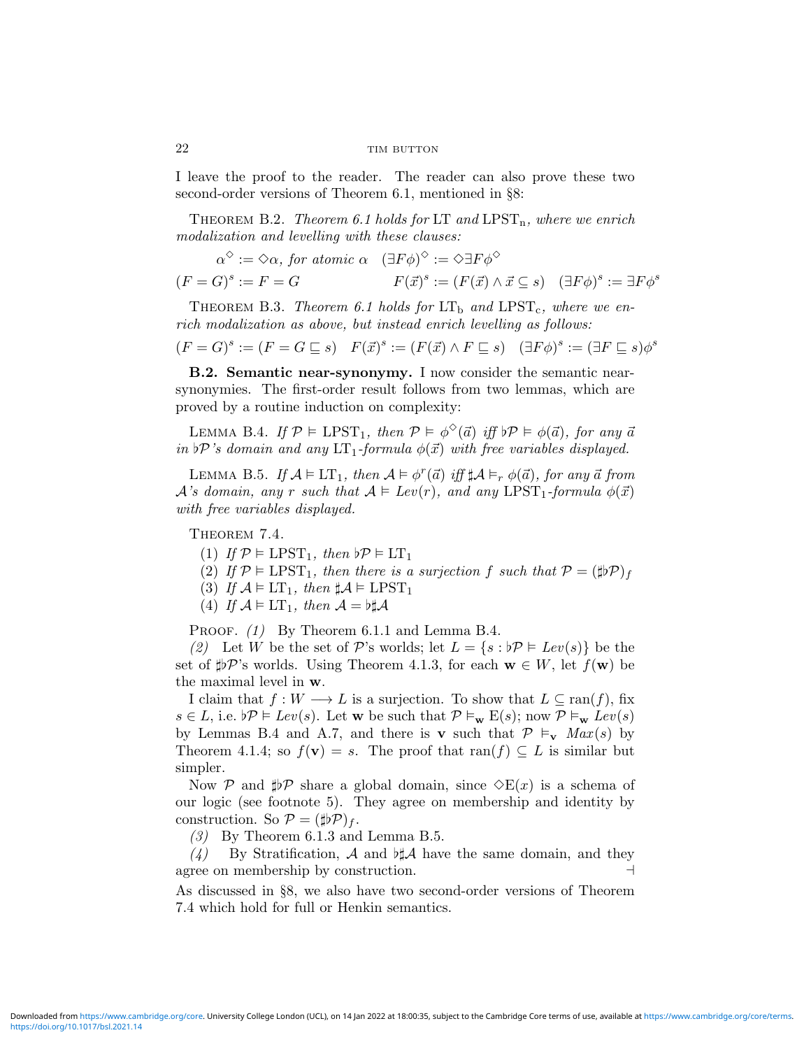I leave the proof to the reader. The reader can also prove these two second-order versions of Theorem 6.1, mentioned in §8:

THEOREM B.2. *Theorem 6.1 holds for* LT *and* $\mathrm{LPST_n}$, *where we enrich modalization and levelling with these clauses:*

$$\alpha^\Diamond := \Diamond\alpha, \text{ for atomic } \alpha \quad (\exists F\phi)^\Diamond := \Diamond\exists F\phi^\Diamond$$

$$(F = G)^s := F = G \qquad F(\vec{x})^s := (F(\vec{x}) \wedge \vec{x} \subseteq s) \quad (\exists F\phi)^s := \exists F\phi^s$$

THEOREM B.3. *Theorem 6.1 holds for* $\mathrm{LT_b}$ *and* $\mathrm{LPST_c}$, *where we enrich modalization as above, but instead enrich levelling as follows:*

$$(F = G)^s := (F = G \sqsubseteq s) \quad F(\vec{x})^s := (F(\vec{x}) \wedge F \sqsubseteq s) \quad (\exists F\phi)^s := (\exists F \sqsubseteq s)\phi^s$$

**B.2. Semantic near-synonymy.** I now consider the semantic near-synonymies. The first-order result follows from two lemmas, which are proved by a routine induction on complexity:

LEMMA B.4. *If $\mathcal{P} \vDash \mathrm{LPST}_1$, then $\mathcal{P} \vDash \phi^\Diamond(\vec{a})$ iff $\flat\mathcal{P} \vDash \phi(\vec{a})$, for any $\vec{a}$ in $\flat\mathcal{P}$'s domain and any $\mathrm{LT}_1$-formula $\phi(\vec{x})$ with free variables displayed.*

LEMMA B.5. *If $\mathcal{A} \vDash \mathrm{LT}_1$, then $\mathcal{A} \vDash \phi^r(\vec{a})$ iff $\sharp\mathcal{A} \vDash_r \phi(\vec{a})$, for any $\vec{a}$ from $\mathcal{A}$'s domain, any $r$ such that $\mathcal{A} \vDash Lev(r)$, and any $\mathrm{LPST}_1$-formula $\phi(\vec{x})$ with free variables displayed.*

THEOREM 7.4.

(1) *If $\mathcal{P} \vDash \mathrm{LPST}_1$, then $\flat\mathcal{P} \vDash \mathrm{LT}_1$*
(2) *If $\mathcal{P} \vDash \mathrm{LPST}_1$, then there is a surjection $f$ such that $\mathcal{P} = (\sharp\flat\mathcal{P})_f$*
(3) *If $\mathcal{A} \vDash \mathrm{LT}_1$, then $\sharp\mathcal{A} \vDash \mathrm{LPST}_1$*
(4) *If $\mathcal{A} \vDash \mathrm{LT}_1$, then $\mathcal{A} = \flat\sharp\mathcal{A}$*

PROOF. *(1)* By Theorem 6.1.1 and Lemma B.4.

*(2)* Let $W$ be the set of $\mathcal{P}$'s worlds; let $L = \{s : \flat\mathcal{P} \vDash Lev(s)\}$ be the set of $\sharp\flat\mathcal{P}$'s worlds. Using Theorem 4.1.3, for each $\mathbf{w} \in W$, let $f(\mathbf{w})$ be the maximal level in $\mathbf{w}$.

I claim that $f : W \longrightarrow L$ is a surjection. To show that $L \subseteq \mathrm{ran}(f)$, fix $s \in L$, i.e. $\flat\mathcal{P} \vDash Lev(s)$. Let $\mathbf{w}$ be such that $\mathcal{P} \vDash_{\mathbf{w}} \mathrm{E}(s)$; now $\mathcal{P} \vDash_{\mathbf{w}} Lev(s)$ by Lemmas B.4 and A.7, and there is $\mathbf{v}$ such that $\mathcal{P} \vDash_{\mathbf{v}} Max(s)$ by Theorem 4.1.4; so $f(\mathbf{v}) = s$. The proof that $\mathrm{ran}(f) \subseteq L$ is similar but simpler.

Now $\mathcal{P}$ and $\sharp\flat\mathcal{P}$ share a global domain, since $\Diamond\mathrm{E}(x)$ is a schema of our logic (see footnote 5). They agree on membership and identity by construction. So $\mathcal{P} = (\sharp\flat\mathcal{P})_f$.

*(3)* By Theorem 6.1.3 and Lemma B.5.

*(4)* By Stratification, $\mathcal{A}$ and $\flat\sharp\mathcal{A}$ have the same domain, and they agree on membership by construction. ⊣

As discussed in §8, we also have two second-order versions of Theorem 7.4 which hold for full or Henkin semantics.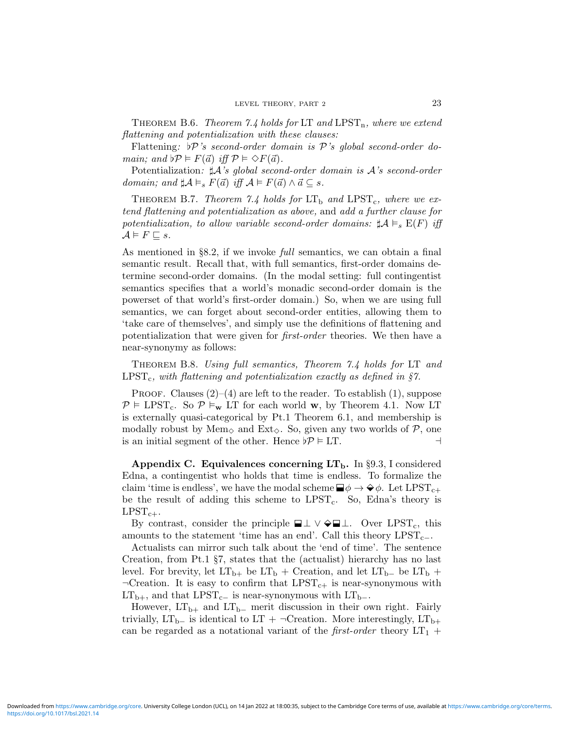THEOREM B.6. *Theorem 7.4 holds for* LT *and* $\text{LPST}_\text{n}$*, where we extend flattening and potentialization with these clauses:*

Flattening*: $\flat\mathcal{P}$'s second-order domain is $\mathcal{P}$'s global second-order domain; and $\flat\mathcal{P} \vDash F(\vec{a})$ iff $\mathcal{P} \vDash \Diamond F(\vec{a})$.*

Potentialization*: $\sharp\mathcal{A}$'s global second-order domain is $\mathcal{A}$'s second-order domain; and $\sharp\mathcal{A} \vDash_s F(\vec{a})$ iff $\mathcal{A} \vDash F(\vec{a}) \wedge \vec{a} \subseteq s$.*

THEOREM B.7. *Theorem 7.4 holds for* $\text{LT}_\text{b}$ *and* $\text{LPST}_\text{c}$*, where we extend flattening and potentialization as above,* and *add a further clause for potentialization, to allow variable second-order domains: $\sharp\mathcal{A} \vDash_s \text{E}(F)$ iff $\mathcal{A} \vDash F \sqsubseteq s$.*

As mentioned in §8.2, if we invoke *full* semantics, we can obtain a final semantic result. Recall that, with full semantics, first-order domains determine second-order domains. (In the modal setting: full contingentist semantics specifies that a world's monadic second-order domain is the powerset of that world's first-order domain.) So, when we are using full semantics, we can forget about second-order entities, allowing them to 'take care of themselves', and simply use the definitions of flattening and potentialization that were given for *first-order* theories. We then have a near-synonymy as follows:

THEOREM B.8. *Using full semantics, Theorem 7.4 holds for* LT *and* $\text{LPST}_\text{c}$*, with flattening and potentialization exactly as defined in §7.*

PROOF. Clauses (2)–(4) are left to the reader. To establish (1), suppose $\mathcal{P} \vDash \text{LPST}_\text{c}$. So $\mathcal{P} \vDash_{\mathbf{w}} \text{LT}$ for each world $\mathbf{w}$, by Theorem 4.1. Now LT is externally quasi-categorical by Pt.1 Theorem 6.1, and membership is modally robust by $\text{Mem}_\Diamond$ and $\text{Ext}_\Diamond$. So, given any two worlds of $\mathcal{P}$, one is an initial segment of the other. Hence $\flat\mathcal{P} \vDash \text{LT}$. ⊣

**Appendix C. Equivalences concerning $\text{LT}_\text{b}$.** In §9.3, I considered Edna, a contingentist who holds that time is endless. To formalize the claim 'time is endless', we have the modal scheme $\boxminus\phi \rightarrow \diamondminus\phi$. Let $\text{LPST}_{\text{c}+}$ be the result of adding this scheme to $\text{LPST}_\text{c}$. So, Edna's theory is $\text{LPST}_{\text{c}+}$.

By contrast, consider the principle $\boxminus\bot \vee \diamondminus\boxminus\bot$. Over $\text{LPST}_\text{c}$, this amounts to the statement 'time has an end'. Call this theory $\text{LPST}_{\text{c}-}$.

Actualists can mirror such talk about the 'end of time'. The sentence Creation, from Pt.1 §7, states that the (actualist) hierarchy has no last level. For brevity, let $\text{LT}_{\text{b}+}$ be $\text{LT}_\text{b}$ + Creation, and let $\text{LT}_{\text{b}-}$ be $\text{LT}_\text{b}$ + $\neg$Creation. It is easy to confirm that $\text{LPST}_{\text{c}+}$ is near-synonymous with $\text{LT}_{\text{b}+}$, and that $\text{LPST}_{\text{c}-}$ is near-synonymous with $\text{LT}_{\text{b}-}$.

However, $\text{LT}_{\text{b}+}$ and $\text{LT}_{\text{b}-}$ merit discussion in their own right. Fairly trivially, $\text{LT}_{\text{b}-}$ is identical to LT + $\neg$Creation. More interestingly, $\text{LT}_{\text{b}+}$ can be regarded as a notational variant of the *first-order* theory $\text{LT}_1$ +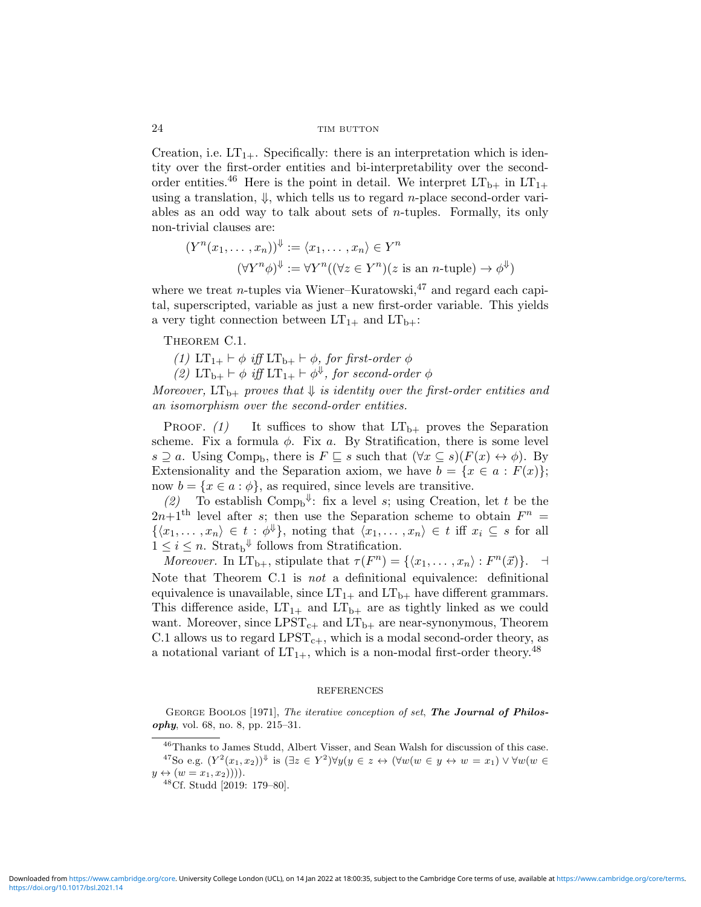Creation, i.e. $\mathrm{LT}_{1+}$. Specifically: there is an interpretation which is identity over the first-order entities and bi-interpretability over the second-order entities.[46] Here is the point in detail. We interpret $\mathrm{LT}_{\mathrm{b+}}$ in $\mathrm{LT}_{1+}$ using a translation, $\Downarrow$, which tells us to regard $n$-place second-order variables as an odd way to talk about sets of $n$-tuples. Formally, its only non-trivial clauses are:

$$(Y^n(x_1, \dots, x_n))^{\Downarrow} := \langle x_1, \dots, x_n \rangle \in Y^n$$
$$(\forall Y^n \phi)^{\Downarrow} := \forall Y^n((\forall z \in Y^n)(z \text{ is an } n\text{-tuple}) \rightarrow \phi^{\Downarrow})$$

where we treat $n$-tuples via Wiener–Kuratowski,[47] and regard each capital, superscripted, variable as just a new first-order variable. This yields a very tight connection between $\mathrm{LT}_{1+}$ and $\mathrm{LT}_{\mathrm{b+}}$:

Theorem C.1.

*(1)* $\mathrm{LT}_{1+} \vdash \phi$ *iff* $\mathrm{LT}_{\mathrm{b+}} \vdash \phi$*, for first-order* $\phi$

*(2)* $\mathrm{LT}_{\mathrm{b+}} \vdash \phi$ *iff* $\mathrm{LT}_{1+} \vdash \phi^{\Downarrow}$*, for second-order* $\phi$

*Moreover,* $\mathrm{LT}_{\mathrm{b+}}$ *proves that* $\Downarrow$ *is identity over the first-order entities and an isomorphism over the second-order entities.*

Proof. *(1)* It suffices to show that $\mathrm{LT}_{\mathrm{b+}}$ proves the Separation scheme. Fix a formula $\phi$. Fix $a$. By Stratification, there is some level $s \supseteq a$. Using $\mathrm{Comp}_{\mathrm{b}}$, there is $F \sqsubseteq s$ such that $(\forall x \subseteq s)(F(x) \leftrightarrow \phi)$. By Extensionality and the Separation axiom, we have $b = \{x \in a : F(x)\}$; now $b = \{x \in a : \phi\}$, as required, since levels are transitive.

*(2)* To establish $\mathrm{Comp}_{\mathrm{b}}{}^{\Downarrow}$: fix a level $s$; using Creation, let $t$ be the $2n{+}1^{\text{th}}$ level after $s$; then use the Separation scheme to obtain $F^n = \{\langle x_1, \dots, x_n \rangle \in t : \phi^{\Downarrow}\}$, noting that $\langle x_1, \dots, x_n \rangle \in t$ iff $x_i \subseteq s$ for all $1 \leq i \leq n$. $\mathrm{Strat}_{\mathrm{b}}{}^{\Downarrow}$ follows from Stratification.

*Moreover.* In $\mathrm{LT}_{\mathrm{b+}}$, stipulate that $\tau(F^n) = \{\langle x_1, \dots, x_n \rangle : F^n(\vec{x})\}$. $\dashv$

Note that Theorem C.1 is *not* a definitional equivalence: definitional equivalence is unavailable, since $\mathrm{LT}_{1+}$ and $\mathrm{LT}_{\mathrm{b+}}$ have different grammars. This difference aside, $\mathrm{LT}_{1+}$ and $\mathrm{LT}_{\mathrm{b+}}$ are as tightly linked as we could want. Moreover, since $\mathrm{LPST}_{\mathrm{c+}}$ and $\mathrm{LT}_{\mathrm{b+}}$ are near-synonymous, Theorem C.1 allows us to regard $\mathrm{LPST}_{\mathrm{c+}}$, which is a modal second-order theory, as a notational variant of $\mathrm{LT}_{1+}$, which is a non-modal first-order theory.[48]

## REFERENCES

George Boolos [1971], *The iterative conception of set*, ***The Journal of Philosophy***, vol. 68, no. 8, pp. 215–31.

---

[46] Thanks to James Studd, Albert Visser, and Sean Walsh for discussion of this case.

[47] So e.g. $(Y^2(x_1, x_2))^{\Downarrow}$ is $(\exists z \in Y^2)\forall y(y \in z \leftrightarrow (\forall w(w \in y \leftrightarrow w = x_1) \vee \forall w(w \in y \leftrightarrow (w = x_1, x_2))))$.

[48] Cf. Studd [2019: 179–80].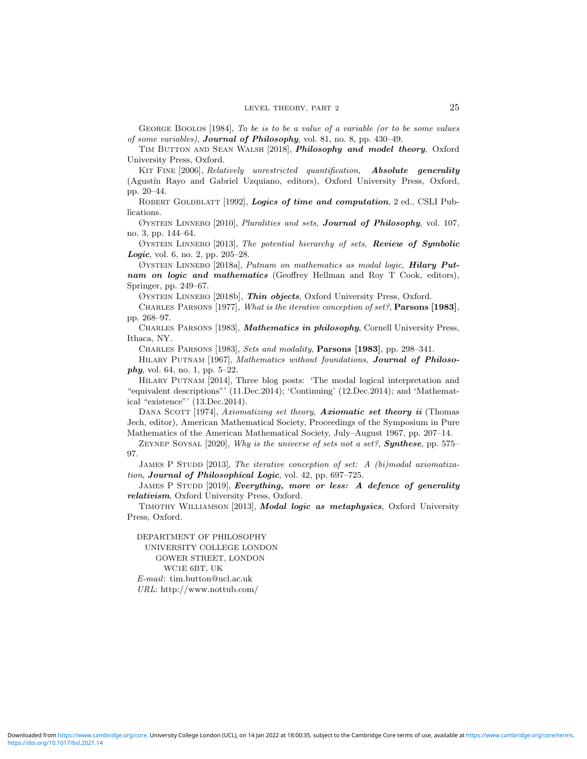George Boolos [1984], *To be is to be a value of a variable (or to be some values of some variables)*, ***Journal of Philosophy***, vol. 81, no. 8, pp. 430–49.

Tim Button and Sean Walsh [2018], ***Philosophy and model theory***, Oxford University Press, Oxford.

Kit Fine [2006], *Relatively unrestricted quantification*, ***Absolute generality*** (Agustín Rayo and Gabriel Uzquiano, editors), Oxford University Press, Oxford, pp. 20–44.

Robert Goldblatt [1992], ***Logics of time and computation***, 2 ed., CSLI Publications.

Øystein Linnebo [2010], *Pluralities and sets*, ***Journal of Philosophy***, vol. 107, no. 3, pp. 144–64.

Øystein Linnebo [2013], *The potential hierarchy of sets*, ***Review of Symbolic Logic***, vol. 6, no. 2, pp. 205–28.

Øystein Linnebo [2018a], *Putnam on mathematics as modal logic*, ***Hilary Putnam on logic and mathematics*** (Geoffrey Hellman and Roy T Cook, editors), Springer, pp. 249–67.

Øystein Linnebo [2018b], ***Thin objects***, Oxford University Press, Oxford.

Charles Parsons [1977], *What is the iterative conception of set?*, **Parsons [1983]**, pp. 268–97.

Charles Parsons [1983], ***Mathematics in philosophy***, Cornell University Press, Ithaca, NY.

Charles Parsons [1983], *Sets and modality*, **Parsons [1983]**, pp. 298–341.

Hilary Putnam [1967], *Mathematics without foundations*, ***Journal of Philosophy***, vol. 64, no. 1, pp. 5–22.

Hilary Putnam [2014], Three blog posts: 'The modal logical interpretation and "equivalent descriptions"' (11.Dec.2014); 'Continuing' (12.Dec.2014); and 'Mathematical "existence"' (13.Dec.2014).

Dana Scott [1974], *Axiomatizing set theory*, ***Axiomatic set theory ii*** (Thomas Jech, editor), American Mathematical Society, Proceedings of the Symposium in Pure Mathematics of the American Mathematical Society, July–August 1967, pp. 207–14.

Zeynep Soysal [2020], *Why is the universe of sets not a set?*, ***Synthese***, pp. 575–97.

James P Studd [2013], *The iterative conception of set: A (bi)modal axiomatization*, ***Journal of Philosophical Logic***, vol. 42, pp. 697–725.

James P Studd [2019], ***Everything, more or less: A defence of generality relativism***, Oxford University Press, Oxford.

Timothy Williamson [2013], ***Modal logic as metaphysics***, Oxford University Press, Oxford.

DEPARTMENT OF PHILOSOPHY
UNIVERSITY COLLEGE LONDON
GOWER STREET, LONDON
WC1E 6BT, UK
*E-mail*: tim.button@ucl.ac.uk
*URL*: http://www.nottub.com/